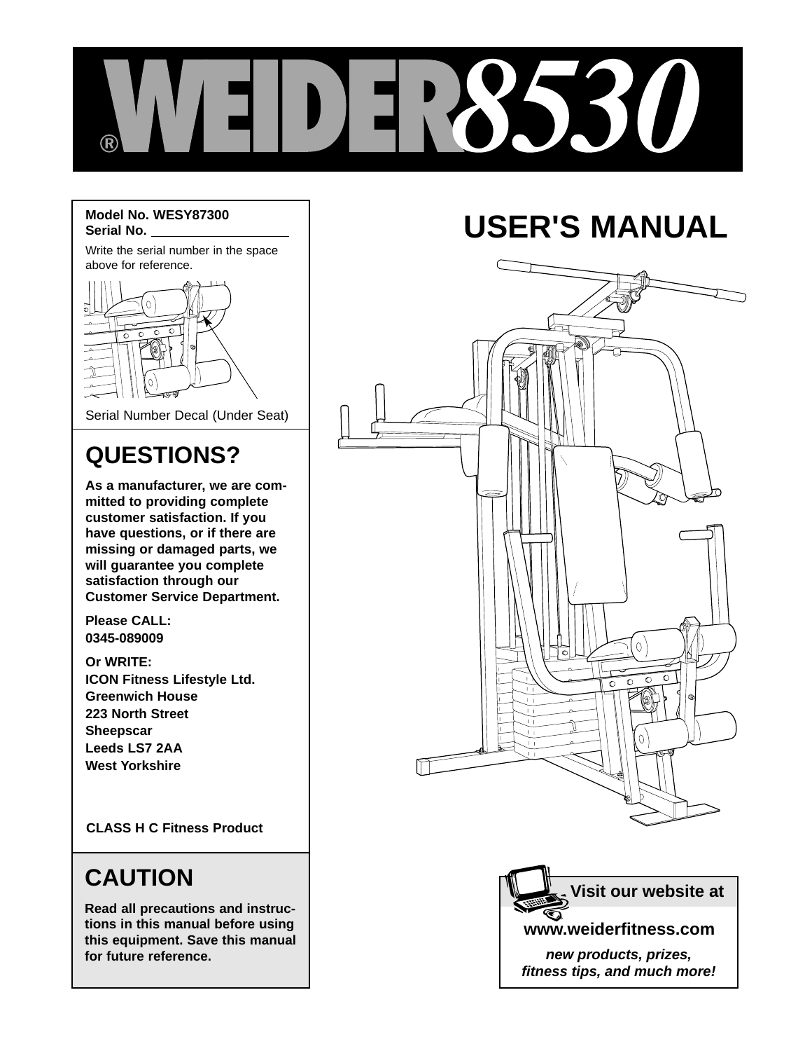# WEIDER® 8530

**Model No. WESY87300**
**Serial No.** ____________________

Write the serial number in the space above for reference.

Serial Number Decal (Under Seat)

# USER'S MANUAL

## QUESTIONS?

**As a manufacturer, we are committed to providing complete customer satisfaction. If you have questions, or if there are missing or damaged parts, we will guarantee you complete satisfaction through our Customer Service Department.**

**Please CALL:**
**0345-089009**

**Or WRITE:**
**ICON Fitness Lifestyle Ltd.**
**Greenwich House**
**223 North Street**
**Sheepscar**
**Leeds LS7 2AA**
**West Yorkshire**

**CLASS H C Fitness Product**

## CAUTION

**Read all precautions and instructions in this manual before using this equipment. Save this manual for future reference.**

**Visit our website at**
**www.weiderfitness.com**
***new products, prizes, fitness tips, and much more!***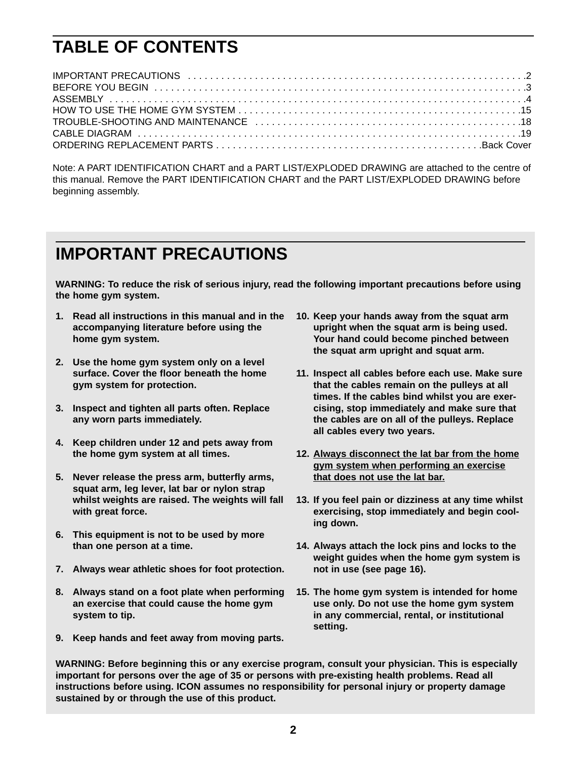# TABLE OF CONTENTS

IMPORTANT PRECAUTIONS . . . . . . . . . . . . . . . . . . . . . . . . . . . . . . . . . . . . . . . . . . . . . . . . . . . . . . . . . . . . .2
BEFORE YOU BEGIN . . . . . . . . . . . . . . . . . . . . . . . . . . . . . . . . . . . . . . . . . . . . . . . . . . . . . . . . . . . . . . . . . . .3
ASSEMBLY . . . . . . . . . . . . . . . . . . . . . . . . . . . . . . . . . . . . . . . . . . . . . . . . . . . . . . . . . . . . . . . . . . . . . . . . .4
HOW TO USE THE HOME GYM SYSTEM . . . . . . . . . . . . . . . . . . . . . . . . . . . . . . . . . . . . . . . . . . . . . . . . . . .15
TROUBLE-SHOOTING AND MAINTENANCE . . . . . . . . . . . . . . . . . . . . . . . . . . . . . . . . . . . . . . . . . . . . . . . .18
CABLE DIAGRAM . . . . . . . . . . . . . . . . . . . . . . . . . . . . . . . . . . . . . . . . . . . . . . . . . . . . . . . . . . . . . . . . . . . .19
ORDERING REPLACEMENT PARTS . . . . . . . . . . . . . . . . . . . . . . . . . . . . . . . . . . . . . . . . . . . . . . . .Back Cover

Note: A PART IDENTIFICATION CHART and a PART LIST/EXPLODED DRAWING are attached to the centre of this manual. Remove the PART IDENTIFICATION CHART and the PART LIST/EXPLODED DRAWING before beginning assembly.

# IMPORTANT PRECAUTIONS

**WARNING: To reduce the risk of serious injury, read the following important precautions before using the home gym system.**

1. **Read all instructions in this manual and in the accompanying literature before using the home gym system.**
2. **Use the home gym system only on a level surface. Cover the floor beneath the home gym system for protection.**
3. **Inspect and tighten all parts often. Replace any worn parts immediately.**
4. **Keep children under 12 and pets away from the home gym system at all times.**
5. **Never release the press arm, butterfly arms, squat arm, leg lever, lat bar or nylon strap whilst weights are raised. The weights will fall with great force.**
6. **This equipment is not to be used by more than one person at a time.**
7. **Always wear athletic shoes for foot protection.**
8. **Always stand on a foot plate when performing an exercise that could cause the home gym system to tip.**
9. **Keep hands and feet away from moving parts.**
10. **Keep your hands away from the squat arm upright when the squat arm is being used. Your hand could become pinched between the squat arm upright and squat arm.**
11. **Inspect all cables before each use. Make sure that the cables remain on the pulleys at all times. If the cables bind whilst you are exercising, stop immediately and make sure that the cables are on all of the pulleys. Replace all cables every two years.**
12. **<u>Always disconnect the lat bar from the home gym system when performing an exercise that does not use the lat bar.</u>**
13. **If you feel pain or dizziness at any time whilst exercising, stop immediately and begin cooling down.**
14. **Always attach the lock pins and locks to the weight guides when the home gym system is not in use (see page 16).**
15. **The home gym system is intended for home use only. Do not use the home gym system in any commercial, rental, or institutional setting.**

**WARNING: Before beginning this or any exercise program, consult your physician. This is especially important for persons over the age of 35 or persons with pre-existing health problems. Read all instructions before using. ICON assumes no responsibility for personal injury or property damage sustained by or through the use of this product.**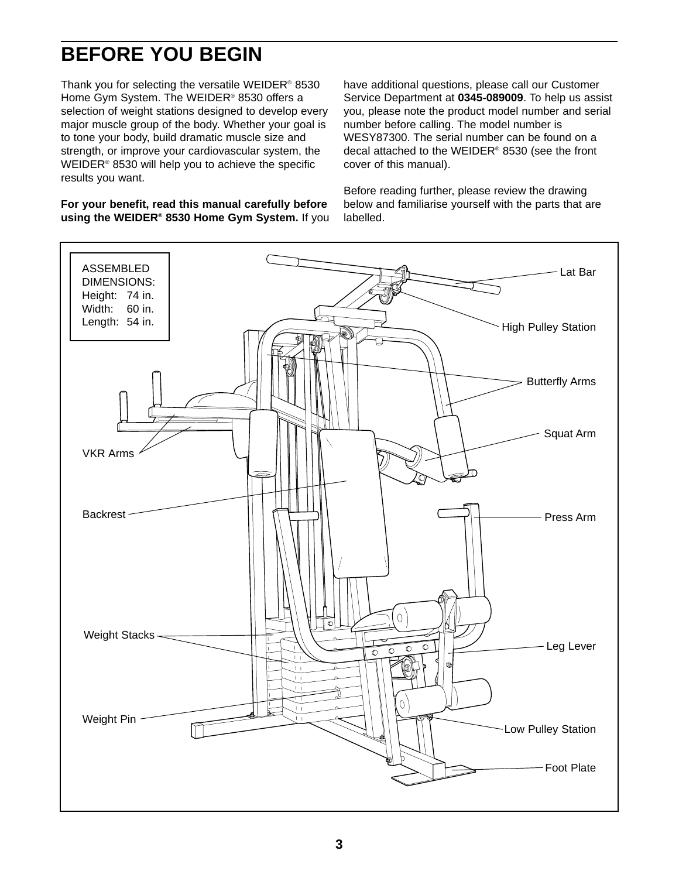# BEFORE YOU BEGIN

Thank you for selecting the versatile WEIDER® 8530 Home Gym System. The WEIDER® 8530 offers a selection of weight stations designed to develop every major muscle group of the body. Whether your goal is to tone your body, build dramatic muscle size and strength, or improve your cardiovascular system, the WEIDER® 8530 will help you to achieve the specific results you want.

**For your benefit, read this manual carefully before using the WEIDER® 8530 Home Gym System.** If you have additional questions, please call our Customer Service Department at **0345-089009**. To help us assist you, please note the product model number and serial number before calling. The model number is WESY87300. The serial number can be found on a decal attached to the WEIDER® 8530 (see the front cover of this manual).

Before reading further, please review the drawing below and familiarise yourself with the parts that are labelled.

ASSEMBLED DIMENSIONS:
Height: 74 in.
Width: 60 in.
Length: 54 in.

Lat Bar
High Pulley Station
Butterfly Arms
Squat Arm
VKR Arms
Backrest
Press Arm
Weight Stacks
Leg Lever
Weight Pin
Low Pulley Station
Foot Plate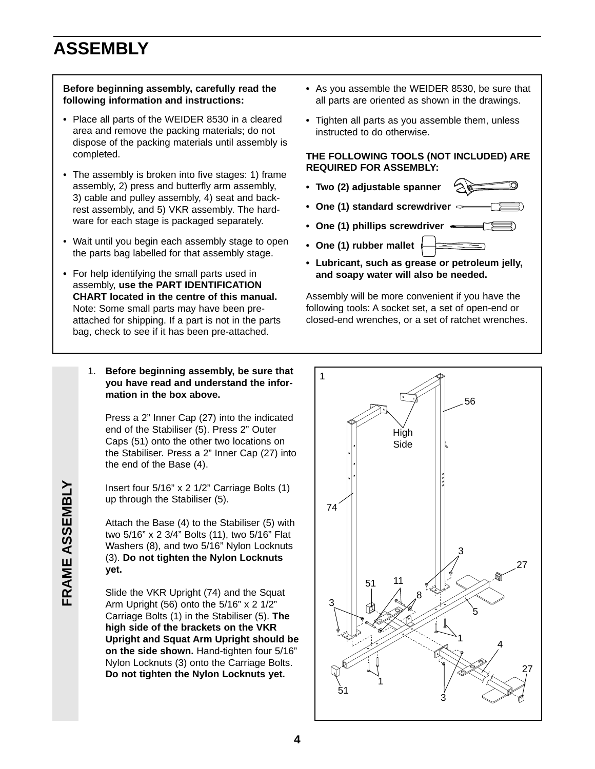# ASSEMBLY

**Before beginning assembly, carefully read the following information and instructions:**

- Place all parts of the WEIDER 8530 in a cleared area and remove the packing materials; do not dispose of the packing materials until assembly is completed.
- The assembly is broken into five stages: 1) frame assembly, 2) press and butterfly arm assembly, 3) cable and pulley assembly, 4) seat and backrest assembly, and 5) VKR assembly. The hardware for each stage is packaged separately.
- Wait until you begin each assembly stage to open the parts bag labelled for that assembly stage.
- For help identifying the small parts used in assembly, **use the PART IDENTIFICATION CHART located in the centre of this manual.** Note: Some small parts may have been pre-attached for shipping. If a part is not in the parts bag, check to see if it has been pre-attached.
- As you assemble the WEIDER 8530, be sure that all parts are oriented as shown in the drawings.
- Tighten all parts as you assemble them, unless instructed to do otherwise.

**THE FOLLOWING TOOLS (NOT INCLUDED) ARE REQUIRED FOR ASSEMBLY:**

- **Two (2) adjustable spanner**
- **One (1) standard screwdriver**
- **One (1) phillips screwdriver**
- **One (1) rubber mallet**
- **Lubricant, such as grease or petroleum jelly, and soapy water will also be needed.**

Assembly will be more convenient if you have the following tools: A socket set, a set of open-end or closed-end wrenches, or a set of ratchet wrenches.

## FRAME ASSEMBLY

1. **Before beginning assembly, be sure that you have read and understand the information in the box above.**

   Press a 2" Inner Cap (27) into the indicated end of the Stabiliser (5). Press 2" Outer Caps (51) onto the other two locations on the Stabiliser. Press a 2" Inner Cap (27) into the end of the Base (4).

   Insert four 5/16" x 2 1/2" Carriage Bolts (1) up through the Stabiliser (5).

   Attach the Base (4) to the Stabiliser (5) with two 5/16" x 2 3/4" Bolts (11), two 5/16" Flat Washers (8), and two 5/16" Nylon Locknuts (3). **Do not tighten the Nylon Locknuts yet.**

   Slide the VKR Upright (74) and the Squat Arm Upright (56) onto the 5/16" x 2 1/2" Carriage Bolts (1) in the Stabiliser (5). **The high side of the brackets on the VKR Upright and Squat Arm Upright should be on the side shown.** Hand-tighten four 5/16" Nylon Locknuts (3) onto the Carriage Bolts. **Do not tighten the Nylon Locknuts yet.**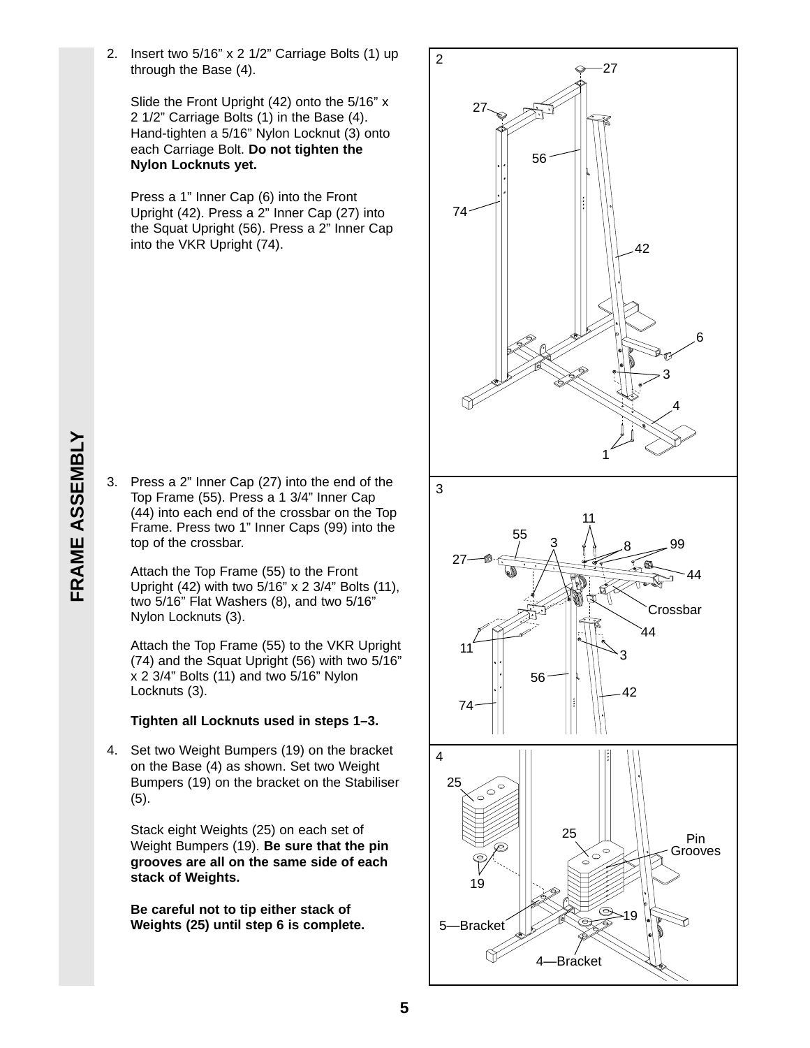# FRAME ASSEMBLY

2. Insert two 5/16" x 2 1/2" Carriage Bolts (1) up through the Base (4).

   Slide the Front Upright (42) onto the 5/16" x 2 1/2" Carriage Bolts (1) in the Base (4). Hand-tighten a 5/16" Nylon Locknut (3) onto each Carriage Bolt. **Do not tighten the Nylon Locknuts yet.**

   Press a 1" Inner Cap (6) into the Front Upright (42). Press a 2" Inner Cap (27) into the Squat Upright (56). Press a 2" Inner Cap into the VKR Upright (74).

3. Press a 2" Inner Cap (27) into the end of the Top Frame (55). Press a 1 3/4" Inner Cap (44) into each end of the crossbar on the Top Frame. Press two 1" Inner Caps (99) into the top of the crossbar.

   Attach the Top Frame (55) to the Front Upright (42) with two 5/16" x 2 3/4" Bolts (11), two 5/16" Flat Washers (8), and two 5/16" Nylon Locknuts (3).

   Attach the Top Frame (55) to the VKR Upright (74) and the Squat Upright (56) with two 5/16" x 2 3/4" Bolts (11) and two 5/16" Nylon Locknuts (3).

   **Tighten all Locknuts used in steps 1–3.**

4. Set two Weight Bumpers (19) on the bracket on the Base (4) as shown. Set two Weight Bumpers (19) on the bracket on the Stabiliser (5).

   Stack eight Weights (25) on each set of Weight Bumpers (19). **Be sure that the pin grooves are all on the same side of each stack of Weights.**

   **Be careful not to tip either stack of Weights (25) until step 6 is complete.**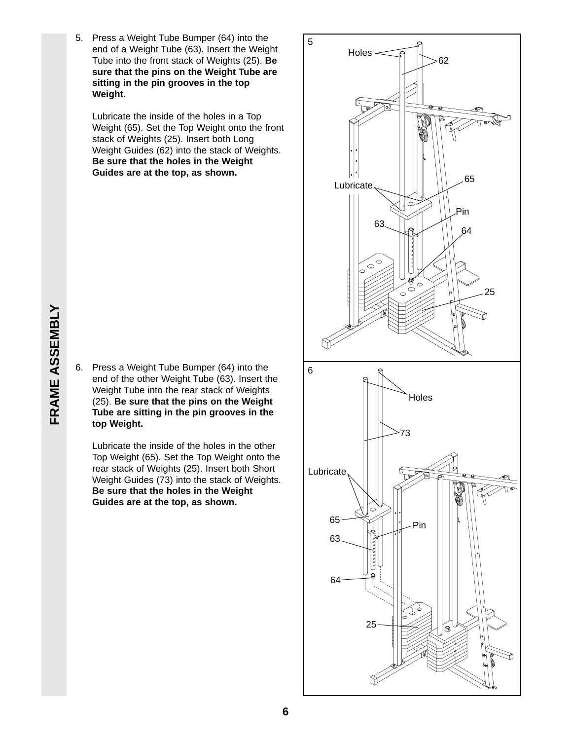# FRAME ASSEMBLY

5. Press a Weight Tube Bumper (64) into the end of a Weight Tube (63). Insert the Weight Tube into the front stack of Weights (25). **Be sure that the pins on the Weight Tube are sitting in the pin grooves in the top Weight.**

   Lubricate the inside of the holes in a Top Weight (65). Set the Top Weight onto the front stack of Weights (25). Insert both Long Weight Guides (62) into the stack of Weights. **Be sure that the holes in the Weight Guides are at the top, as shown.**

6. Press a Weight Tube Bumper (64) into the end of the other Weight Tube (63). Insert the Weight Tube into the rear stack of Weights (25). **Be sure that the pins on the Weight Tube are sitting in the pin grooves in the top Weight.**

   Lubricate the inside of the holes in the other Top Weight (65). Set the Top Weight onto the rear stack of Weights (25). Insert both Short Weight Guides (73) into the stack of Weights. **Be sure that the holes in the Weight Guides are at the top, as shown.**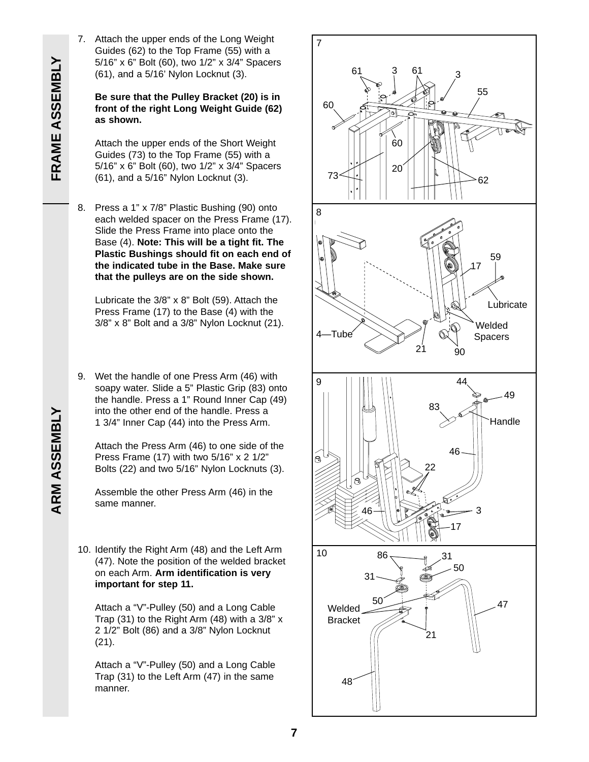## FRAME ASSEMBLY

7. Attach the upper ends of the Long Weight Guides (62) to the Top Frame (55) with a 5/16" x 6" Bolt (60), two 1/2" x 3/4" Spacers (61), and a 5/16' Nylon Locknut (3).

   **Be sure that the Pulley Bracket (20) is in front of the right Long Weight Guide (62) as shown.**

   Attach the upper ends of the Short Weight Guides (73) to the Top Frame (55) with a 5/16" x 6" Bolt (60), two 1/2" x 3/4" Spacers (61), and a 5/16" Nylon Locknut (3).

8. Press a 1" x 7/8" Plastic Bushing (90) onto each welded spacer on the Press Frame (17). Slide the Press Frame into place onto the Base (4). **Note: This will be a tight fit. The Plastic Bushings should fit on each end of the indicated tube in the Base. Make sure that the pulleys are on the side shown.**

   Lubricate the 3/8" x 8" Bolt (59). Attach the Press Frame (17) to the Base (4) with the 3/8" x 8" Bolt and a 3/8" Nylon Locknut (21).

## ARM ASSEMBLY

9. Wet the handle of one Press Arm (46) with soapy water. Slide a 5" Plastic Grip (83) onto the handle. Press a 1" Round Inner Cap (49) into the other end of the handle. Press a 1 3/4" Inner Cap (44) into the Press Arm.

   Attach the Press Arm (46) to one side of the Press Frame (17) with two 5/16" x 2 1/2" Bolts (22) and two 5/16" Nylon Locknuts (3).

   Assemble the other Press Arm (46) in the same manner.

10. Identify the Right Arm (48) and the Left Arm (47). Note the position of the welded bracket on each Arm. **Arm identification is very important for step 11.**

    Attach a "V"-Pulley (50) and a Long Cable Trap (31) to the Right Arm (48) with a 3/8" x 2 1/2" Bolt (86) and a 3/8" Nylon Locknut (21).

    Attach a "V"-Pulley (50) and a Long Cable Trap (31) to the Left Arm (47) in the same manner.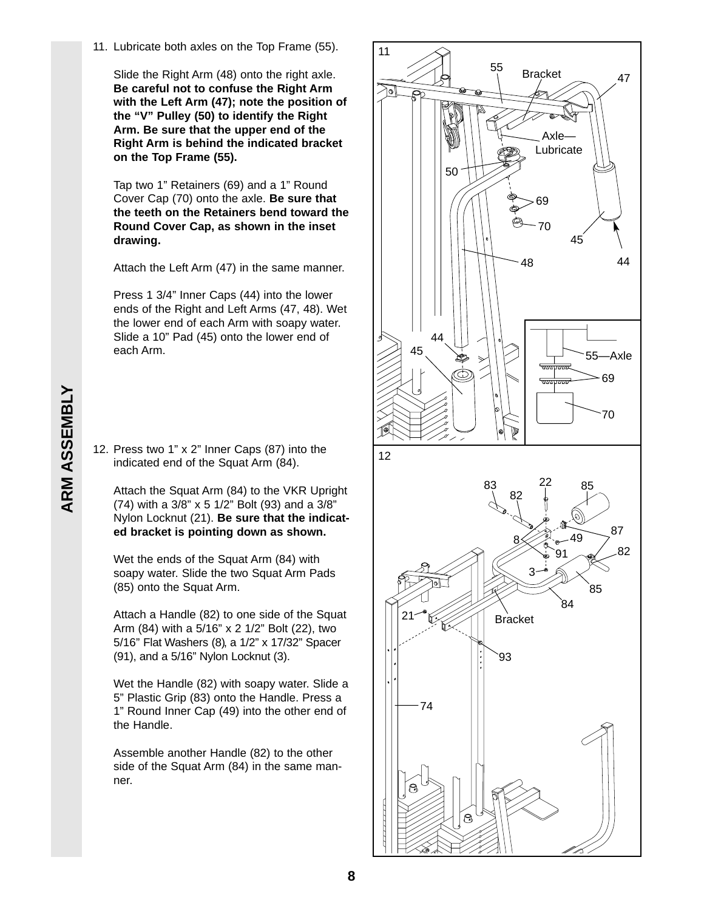## ARM ASSEMBLY

11. Lubricate both axles on the Top Frame (55).

    Slide the Right Arm (48) onto the right axle. **Be careful not to confuse the Right Arm with the Left Arm (47); note the position of the "V" Pulley (50) to identify the Right Arm. Be sure that the upper end of the Right Arm is behind the indicated bracket on the Top Frame (55).**

    Tap two 1" Retainers (69) and a 1" Round Cover Cap (70) onto the axle. **Be sure that the teeth on the Retainers bend toward the Round Cover Cap, as shown in the inset drawing.**

    Attach the Left Arm (47) in the same manner.

    Press 1 3/4" Inner Caps (44) into the lower ends of the Right and Left Arms (47, 48). Wet the lower end of each Arm with soapy water. Slide a 10" Pad (45) onto the lower end of each Arm.

12. Press two 1" x 2" Inner Caps (87) into the indicated end of the Squat Arm (84).

    Attach the Squat Arm (84) to the VKR Upright (74) with a 3/8" x 5 1/2" Bolt (93) and a 3/8" Nylon Locknut (21). **Be sure that the indicated bracket is pointing down as shown.**

    Wet the ends of the Squat Arm (84) with soapy water. Slide the two Squat Arm Pads (85) onto the Squat Arm.

    Attach a Handle (82) to one side of the Squat Arm (84) with a 5/16" x 2 1/2" Bolt (22), two 5/16" Flat Washers (8), a 1/2" x 17/32" Spacer (91), and a 5/16" Nylon Locknut (3).

    Wet the Handle (82) with soapy water. Slide a 5" Plastic Grip (83) onto the Handle. Press a 1" Round Inner Cap (49) into the other end of the Handle.

    Assemble another Handle (82) to the other side of the Squat Arm (84) in the same manner.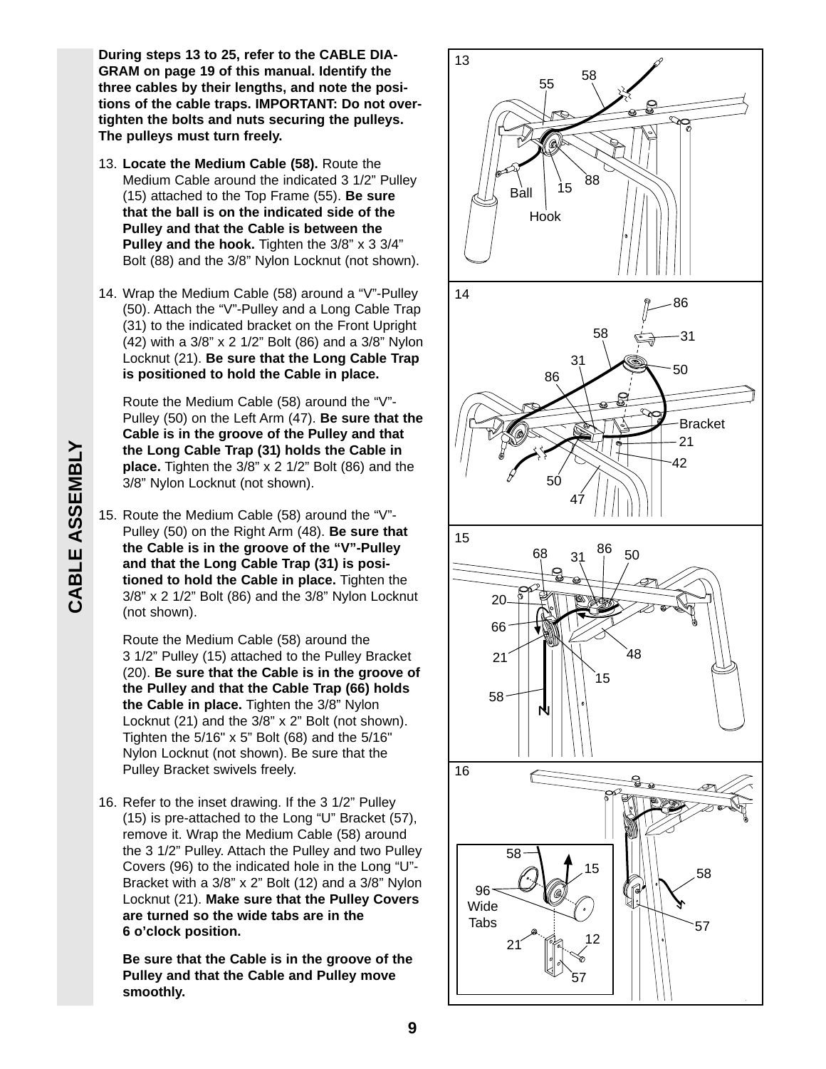**During steps 13 to 25, refer to the CABLE DIAGRAM on page 19 of this manual. Identify the three cables by their lengths, and note the positions of the cable traps. IMPORTANT: Do not overtighten the bolts and nuts securing the pulleys. The pulleys must turn freely.**

13. **Locate the Medium Cable (58).** Route the Medium Cable around the indicated 3 1/2" Pulley (15) attached to the Top Frame (55). **Be sure that the ball is on the indicated side of the Pulley and that the Cable is between the Pulley and the hook.** Tighten the 3/8" x 3 3/4" Bolt (88) and the 3/8" Nylon Locknut (not shown).

14. Wrap the Medium Cable (58) around a "V"-Pulley (50). Attach the "V"-Pulley and a Long Cable Trap (31) to the indicated bracket on the Front Upright (42) with a 3/8" x 2 1/2" Bolt (86) and a 3/8" Nylon Locknut (21). **Be sure that the Long Cable Trap is positioned to hold the Cable in place.**

    Route the Medium Cable (58) around the "V"-Pulley (50) on the Left Arm (47). **Be sure that the Cable is in the groove of the Pulley and that the Long Cable Trap (31) holds the Cable in place.** Tighten the 3/8" x 2 1/2" Bolt (86) and the 3/8" Nylon Locknut (not shown).

15. Route the Medium Cable (58) around the "V"-Pulley (50) on the Right Arm (48). **Be sure that the Cable is in the groove of the "V"-Pulley and that the Long Cable Trap (31) is positioned to hold the Cable in place.** Tighten the 3/8" x 2 1/2" Bolt (86) and the 3/8" Nylon Locknut (not shown).

    Route the Medium Cable (58) around the 3 1/2" Pulley (15) attached to the Pulley Bracket (20). **Be sure that the Cable is in the groove of the Pulley and that the Cable Trap (66) holds the Cable in place.** Tighten the 3/8" Nylon Locknut (21) and the 3/8" x 2" Bolt (not shown). Tighten the 5/16" x 5" Bolt (68) and the 5/16" Nylon Locknut (not shown). Be sure that the Pulley Bracket swivels freely.

16. Refer to the inset drawing. If the 3 1/2" Pulley (15) is pre-attached to the Long "U" Bracket (57), remove it. Wrap the Medium Cable (58) around the 3 1/2" Pulley. Attach the Pulley and two Pulley Covers (96) to the indicated hole in the Long "U"-Bracket with a 3/8" x 2" Bolt (12) and a 3/8" Nylon Locknut (21). **Make sure that the Pulley Covers are turned so the wide tabs are in the 6 o'clock position.**

    **Be sure that the Cable is in the groove of the Pulley and that the Cable and Pulley move smoothly.**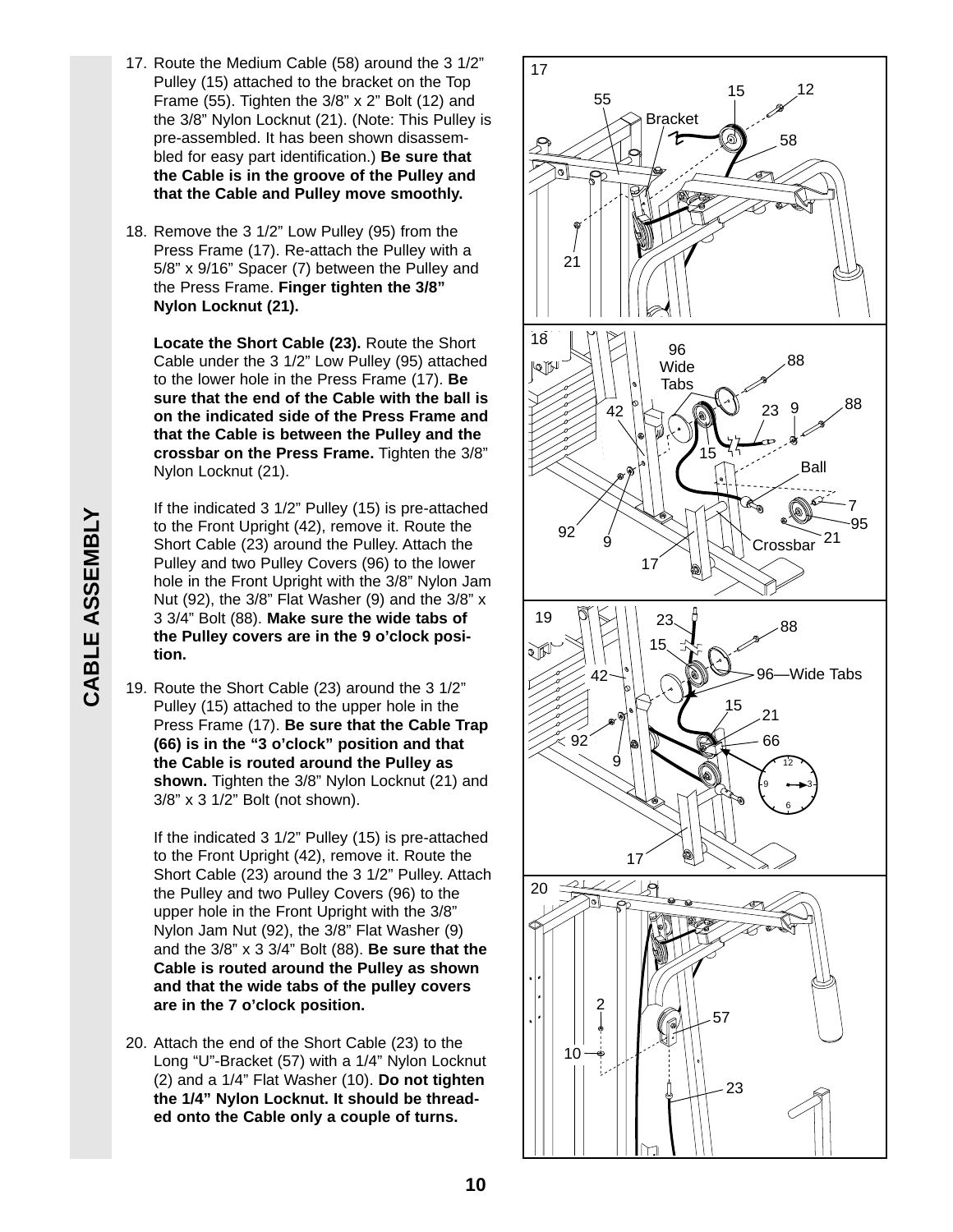## CABLE ASSEMBLY

17. Route the Medium Cable (58) around the 3 1/2" Pulley (15) attached to the bracket on the Top Frame (55). Tighten the 3/8" x 2" Bolt (12) and the 3/8" Nylon Locknut (21). (Note: This Pulley is pre-assembled. It has been shown disassembled for easy part identification.) **Be sure that the Cable is in the groove of the Pulley and that the Cable and Pulley move smoothly.**

18. Remove the 3 1/2" Low Pulley (95) from the Press Frame (17). Re-attach the Pulley with a 5/8" x 9/16" Spacer (7) between the Pulley and the Press Frame. **Finger tighten the 3/8" Nylon Locknut (21).**

    **Locate the Short Cable (23).** Route the Short Cable under the 3 1/2" Low Pulley (95) attached to the lower hole in the Press Frame (17). **Be sure that the end of the Cable with the ball is on the indicated side of the Press Frame and that the Cable is between the Pulley and the crossbar on the Press Frame.** Tighten the 3/8" Nylon Locknut (21).

    If the indicated 3 1/2" Pulley (15) is pre-attached to the Front Upright (42), remove it. Route the Short Cable (23) around the Pulley. Attach the Pulley and two Pulley Covers (96) to the lower hole in the Front Upright with the 3/8" Nylon Jam Nut (92), the 3/8" Flat Washer (9) and the 3/8" x 3 3/4" Bolt (88). **Make sure the wide tabs of the Pulley covers are in the 9 o'clock position.**

19. Route the Short Cable (23) around the 3 1/2" Pulley (15) attached to the upper hole in the Press Frame (17). **Be sure that the Cable Trap (66) is in the "3 o'clock" position and that the Cable is routed around the Pulley as shown.** Tighten the 3/8" Nylon Locknut (21) and 3/8" x 3 1/2" Bolt (not shown).

    If the indicated 3 1/2" Pulley (15) is pre-attached to the Front Upright (42), remove it. Route the Short Cable (23) around the 3 1/2" Pulley. Attach the Pulley and two Pulley Covers (96) to the upper hole in the Front Upright with the 3/8" Nylon Jam Nut (92), the 3/8" Flat Washer (9) and the 3/8" x 3 3/4" Bolt (88). **Be sure that the Cable is routed around the Pulley as shown and that the wide tabs of the pulley covers are in the 7 o'clock position.**

20. Attach the end of the Short Cable (23) to the Long "U"-Bracket (57) with a 1/4" Nylon Locknut (2) and a 1/4" Flat Washer (10). **Do not tighten the 1/4" Nylon Locknut. It should be threaded onto the Cable only a couple of turns.**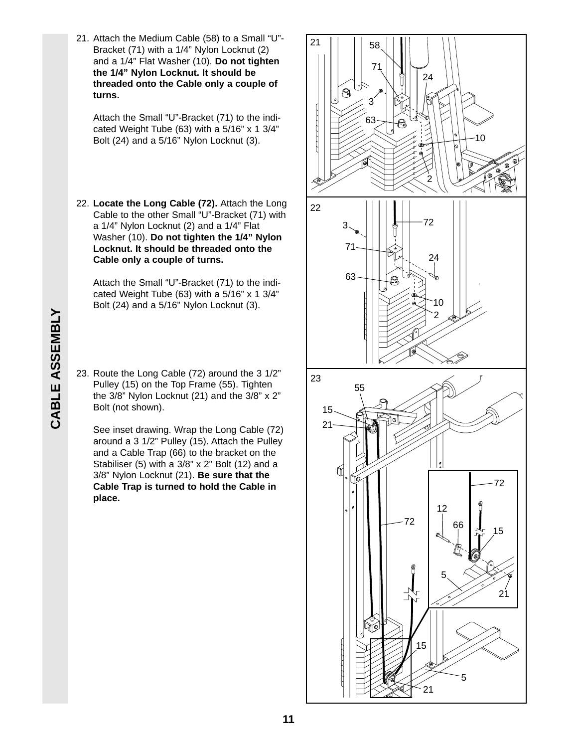## CABLE ASSEMBLY

21. Attach the Medium Cable (58) to a Small "U"-Bracket (71) with a 1/4" Nylon Locknut (2) and a 1/4" Flat Washer (10). **Do not tighten the 1/4" Nylon Locknut. It should be threaded onto the Cable only a couple of turns.**

    Attach the Small "U"-Bracket (71) to the indicated Weight Tube (63) with a 5/16" x 1 3/4" Bolt (24) and a 5/16" Nylon Locknut (3).

22. **Locate the Long Cable (72).** Attach the Long Cable to the other Small "U"-Bracket (71) with a 1/4" Nylon Locknut (2) and a 1/4" Flat Washer (10). **Do not tighten the 1/4" Nylon Locknut. It should be threaded onto the Cable only a couple of turns.**

    Attach the Small "U"-Bracket (71) to the indicated Weight Tube (63) with a 5/16" x 1 3/4" Bolt (24) and a 5/16" Nylon Locknut (3).

23. Route the Long Cable (72) around the 3 1/2" Pulley (15) on the Top Frame (55). Tighten the 3/8" Nylon Locknut (21) and the 3/8" x 2" Bolt (not shown).

    See inset drawing. Wrap the Long Cable (72) around a 3 1/2" Pulley (15). Attach the Pulley and a Cable Trap (66) to the bracket on the Stabiliser (5) with a 3/8" x 2" Bolt (12) and a 3/8" Nylon Locknut (21). **Be sure that the Cable Trap is turned to hold the Cable in place.**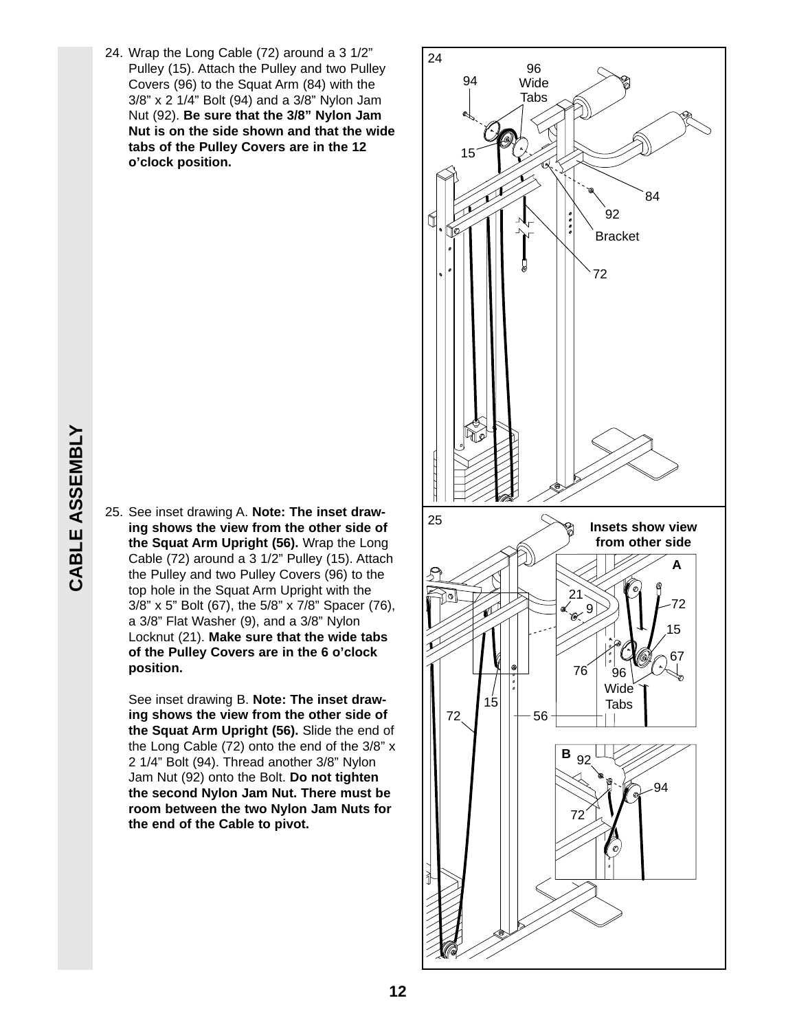24. Wrap the Long Cable (72) around a 3 1/2" Pulley (15). Attach the Pulley and two Pulley Covers (96) to the Squat Arm (84) with the 3/8" x 2 1/4" Bolt (94) and a 3/8" Nylon Jam Nut (92). **Be sure that the 3/8" Nylon Jam Nut is on the side shown and that the wide tabs of the Pulley Covers are in the 12 o'clock position.**

25. See inset drawing A. **Note: The inset drawing shows the view from the other side of the Squat Arm Upright (56).** Wrap the Long Cable (72) around a 3 1/2" Pulley (15). Attach the Pulley and two Pulley Covers (96) to the top hole in the Squat Arm Upright with the 3/8" x 5" Bolt (67), the 5/8" x 7/8" Spacer (76), a 3/8" Flat Washer (9), and a 3/8" Nylon Locknut (21). **Make sure that the wide tabs of the Pulley Covers are in the 6 o'clock position.**

    See inset drawing B. **Note: The inset drawing shows the view from the other side of the Squat Arm Upright (56).** Slide the end of the Long Cable (72) onto the end of the 3/8" x 2 1/4" Bolt (94). Thread another 3/8" Nylon Jam Nut (92) onto the Bolt. **Do not tighten the second Nylon Jam Nut. There must be room between the two Nylon Jam Nuts for the end of the Cable to pivot.**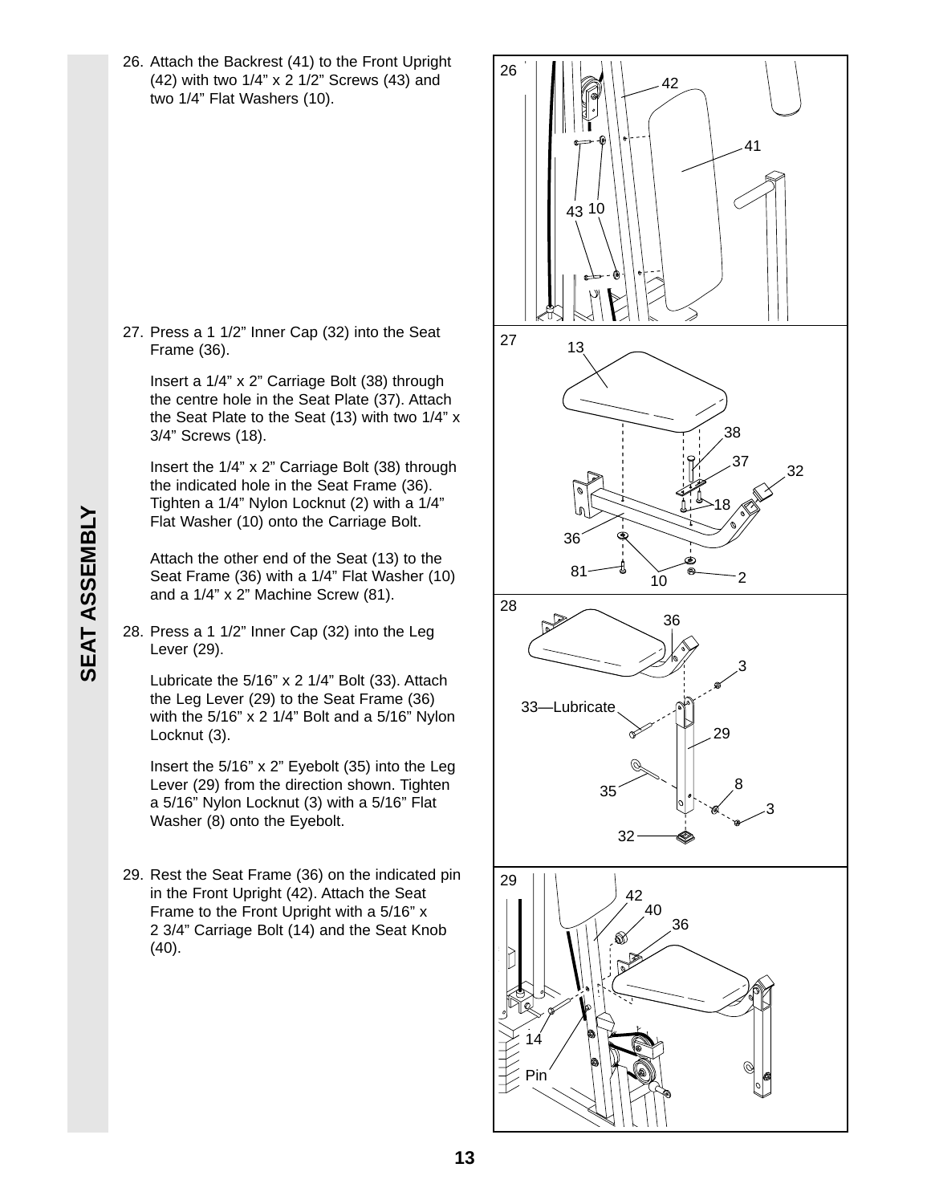# SEAT ASSEMBLY

26. Attach the Backrest (41) to the Front Upright (42) with two 1/4" x 2 1/2" Screws (43) and two 1/4" Flat Washers (10).

27. Press a 1 1/2" Inner Cap (32) into the Seat Frame (36).

    Insert a 1/4" x 2" Carriage Bolt (38) through the centre hole in the Seat Plate (37). Attach the Seat Plate to the Seat (13) with two 1/4" x 3/4" Screws (18).

    Insert the 1/4" x 2" Carriage Bolt (38) through the indicated hole in the Seat Frame (36). Tighten a 1/4" Nylon Locknut (2) with a 1/4" Flat Washer (10) onto the Carriage Bolt.

    Attach the other end of the Seat (13) to the Seat Frame (36) with a 1/4" Flat Washer (10) and a 1/4" x 2" Machine Screw (81).

28. Press a 1 1/2" Inner Cap (32) into the Leg Lever (29).

    Lubricate the 5/16" x 2 1/4" Bolt (33). Attach the Leg Lever (29) to the Seat Frame (36) with the 5/16" x 2 1/4" Bolt and a 5/16" Nylon Locknut (3).

    Insert the 5/16" x 2" Eyebolt (35) into the Leg Lever (29) from the direction shown. Tighten a 5/16" Nylon Locknut (3) with a 5/16" Flat Washer (8) onto the Eyebolt.

29. Rest the Seat Frame (36) on the indicated pin in the Front Upright (42). Attach the Seat Frame to the Front Upright with a 5/16" x 2 3/4" Carriage Bolt (14) and the Seat Knob (40).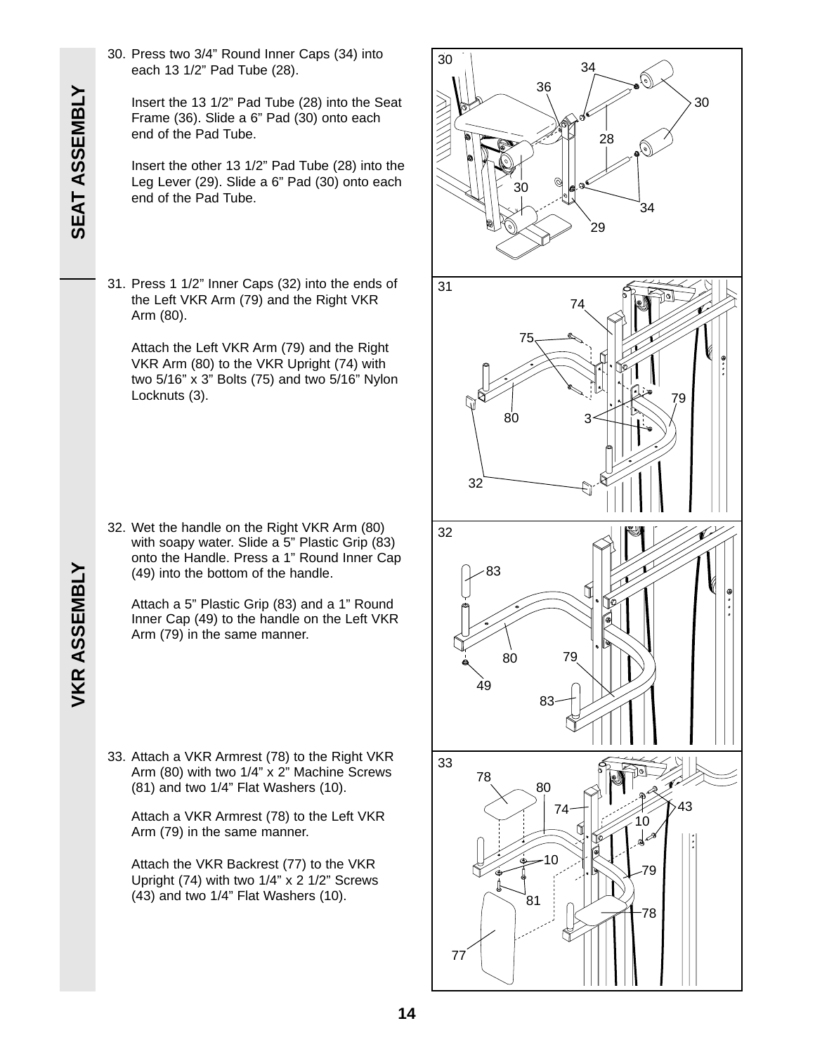## SEAT ASSEMBLY

30. Press two 3/4” Round Inner Caps (34) into each 13 1/2” Pad Tube (28).

    Insert the 13 1/2” Pad Tube (28) into the Seat Frame (36). Slide a 6” Pad (30) onto each end of the Pad Tube.

    Insert the other 13 1/2” Pad Tube (28) into the Leg Lever (29). Slide a 6” Pad (30) onto each end of the Pad Tube.

## VKR ASSEMBLY

31. Press 1 1/2” Inner Caps (32) into the ends of the Left VKR Arm (79) and the Right VKR Arm (80).

    Attach the Left VKR Arm (79) and the Right VKR Arm (80) to the VKR Upright (74) with two 5/16” x 3” Bolts (75) and two 5/16” Nylon Locknuts (3).

32. Wet the handle on the Right VKR Arm (80) with soapy water. Slide a 5” Plastic Grip (83) onto the Handle. Press a 1” Round Inner Cap (49) into the bottom of the handle.

    Attach a 5” Plastic Grip (83) and a 1” Round Inner Cap (49) to the handle on the Left VKR Arm (79) in the same manner.

33. Attach a VKR Armrest (78) to the Right VKR Arm (80) with two 1/4” x 2” Machine Screws (81) and two 1/4” Flat Washers (10).

    Attach a VKR Armrest (78) to the Left VKR Arm (79) in the same manner.

    Attach the VKR Backrest (77) to the VKR Upright (74) with two 1/4” x 2 1/2” Screws (43) and two 1/4” Flat Washers (10).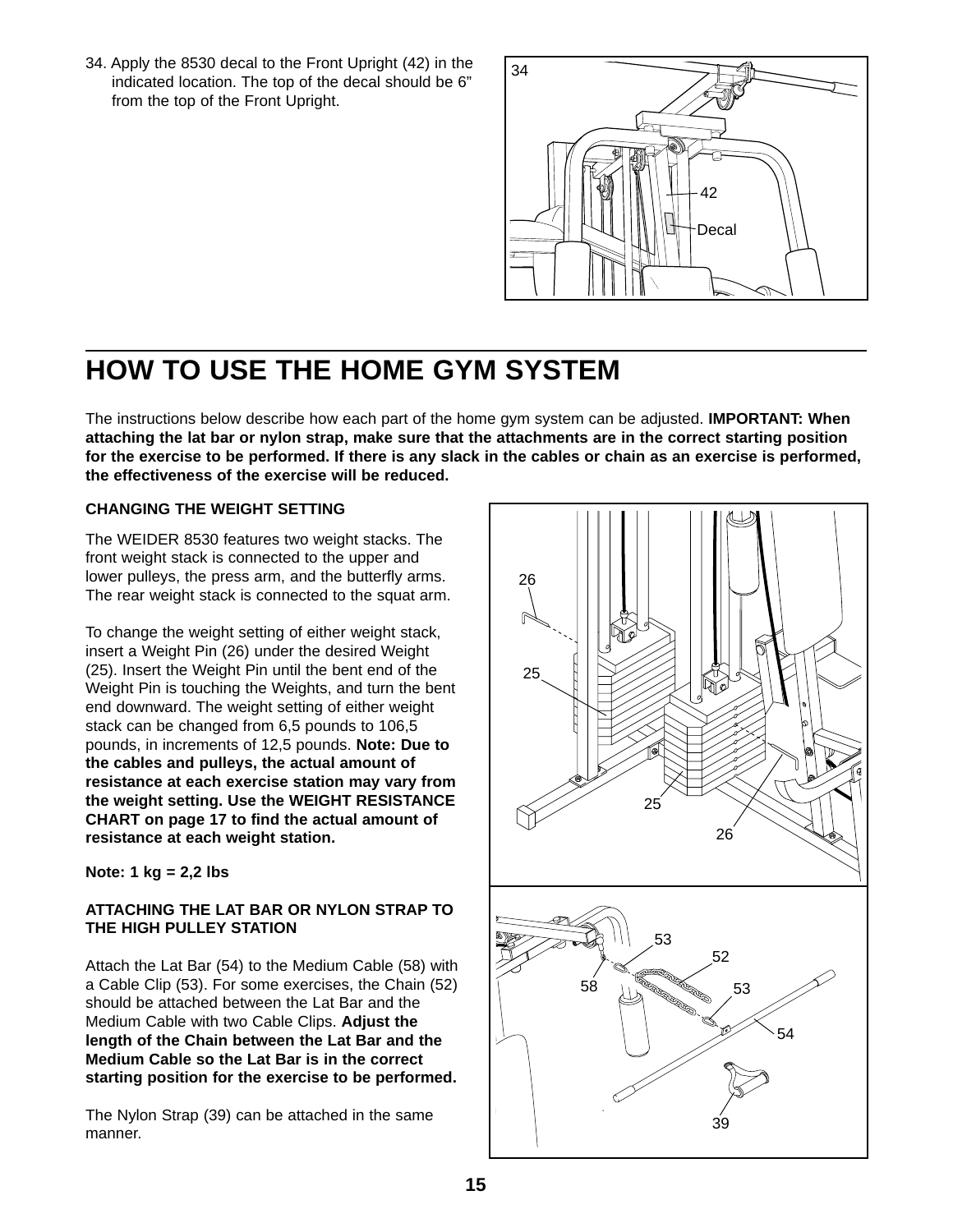34. Apply the 8530 decal to the Front Upright (42) in the indicated location. The top of the decal should be 6" from the top of the Front Upright.

# HOW TO USE THE HOME GYM SYSTEM

The instructions below describe how each part of the home gym system can be adjusted. **IMPORTANT: When attaching the lat bar or nylon strap, make sure that the attachments are in the correct starting position for the exercise to be performed. If there is any slack in the cables or chain as an exercise is performed, the effectiveness of the exercise will be reduced.**

**CHANGING THE WEIGHT SETTING**

The WEIDER 8530 features two weight stacks. The front weight stack is connected to the upper and lower pulleys, the press arm, and the butterfly arms. The rear weight stack is connected to the squat arm.

To change the weight setting of either weight stack, insert a Weight Pin (26) under the desired Weight (25). Insert the Weight Pin until the bent end of the Weight Pin is touching the Weights, and turn the bent end downward. The weight setting of either weight stack can be changed from 6,5 pounds to 106,5 pounds, in increments of 12,5 pounds. **Note: Due to the cables and pulleys, the actual amount of resistance at each exercise station may vary from the weight setting. Use the WEIGHT RESISTANCE CHART on page 17 to find the actual amount of resistance at each weight station.**

**Note: 1 kg = 2,2 lbs**

**ATTACHING THE LAT BAR OR NYLON STRAP TO THE HIGH PULLEY STATION**

Attach the Lat Bar (54) to the Medium Cable (58) with a Cable Clip (53). For some exercises, the Chain (52) should be attached between the Lat Bar and the Medium Cable with two Cable Clips. **Adjust the length of the Chain between the Lat Bar and the Medium Cable so the Lat Bar is in the correct starting position for the exercise to be performed.**

The Nylon Strap (39) can be attached in the same manner.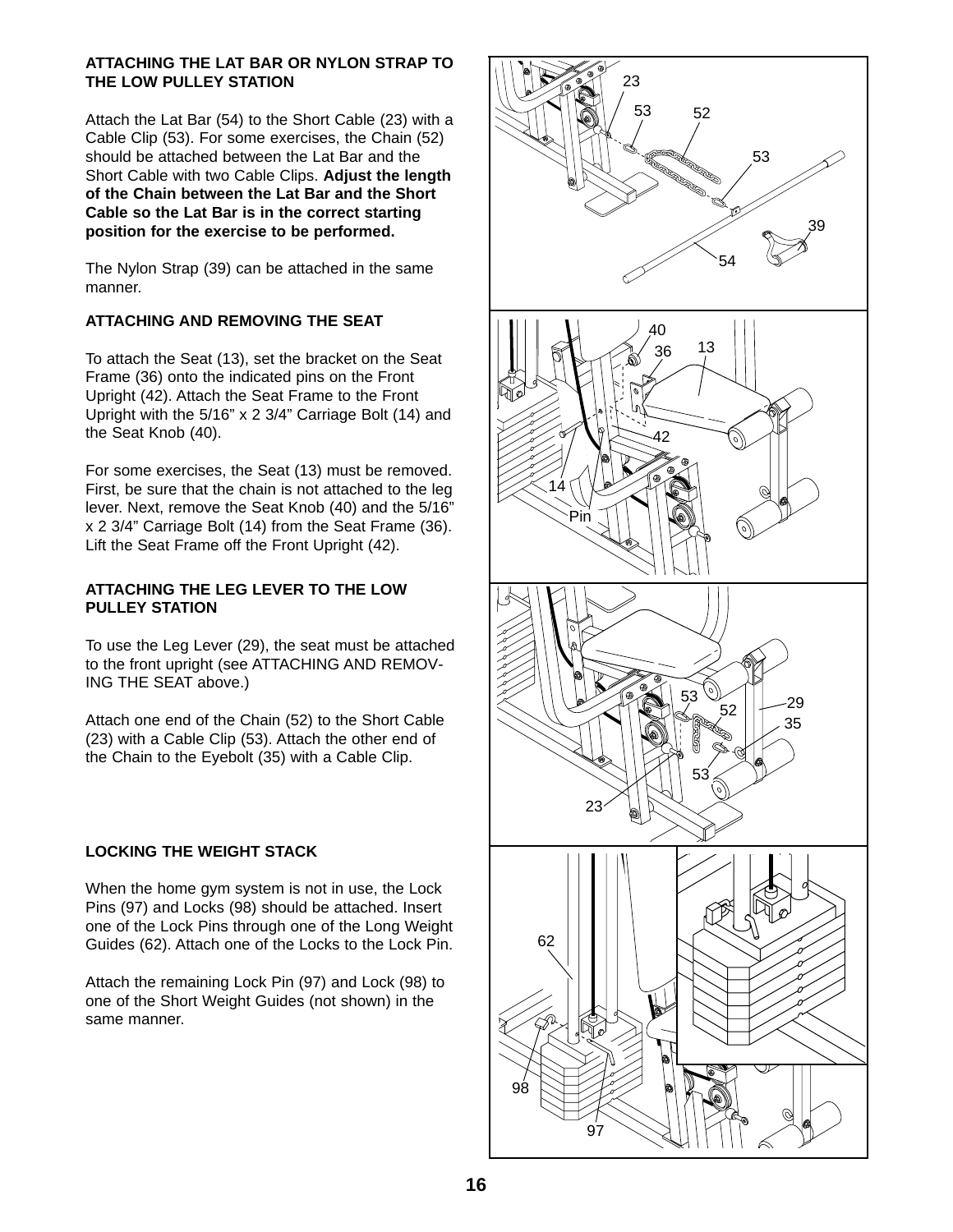## ATTACHING THE LAT BAR OR NYLON STRAP TO THE LOW PULLEY STATION

Attach the Lat Bar (54) to the Short Cable (23) with a Cable Clip (53). For some exercises, the Chain (52) should be attached between the Lat Bar and the Short Cable with two Cable Clips. **Adjust the length of the Chain between the Lat Bar and the Short Cable so the Lat Bar is in the correct starting position for the exercise to be performed.**

The Nylon Strap (39) can be attached in the same manner.

## ATTACHING AND REMOVING THE SEAT

To attach the Seat (13), set the bracket on the Seat Frame (36) onto the indicated pins on the Front Upright (42). Attach the Seat Frame to the Front Upright with the 5/16" x 2 3/4" Carriage Bolt (14) and the Seat Knob (40).

For some exercises, the Seat (13) must be removed. First, be sure that the chain is not attached to the leg lever. Next, remove the Seat Knob (40) and the 5/16" x 2 3/4" Carriage Bolt (14) from the Seat Frame (36). Lift the Seat Frame off the Front Upright (42).

## ATTACHING THE LEG LEVER TO THE LOW PULLEY STATION

To use the Leg Lever (29), the seat must be attached to the front upright (see ATTACHING AND REMOVING THE SEAT above.)

Attach one end of the Chain (52) to the Short Cable (23) with a Cable Clip (53). Attach the other end of the Chain to the Eyebolt (35) with a Cable Clip.

## LOCKING THE WEIGHT STACK

When the home gym system is not in use, the Lock Pins (97) and Locks (98) should be attached. Insert one of the Lock Pins through one of the Long Weight Guides (62). Attach one of the Locks to the Lock Pin.

Attach the remaining Lock Pin (97) and Lock (98) to one of the Short Weight Guides (not shown) in the same manner.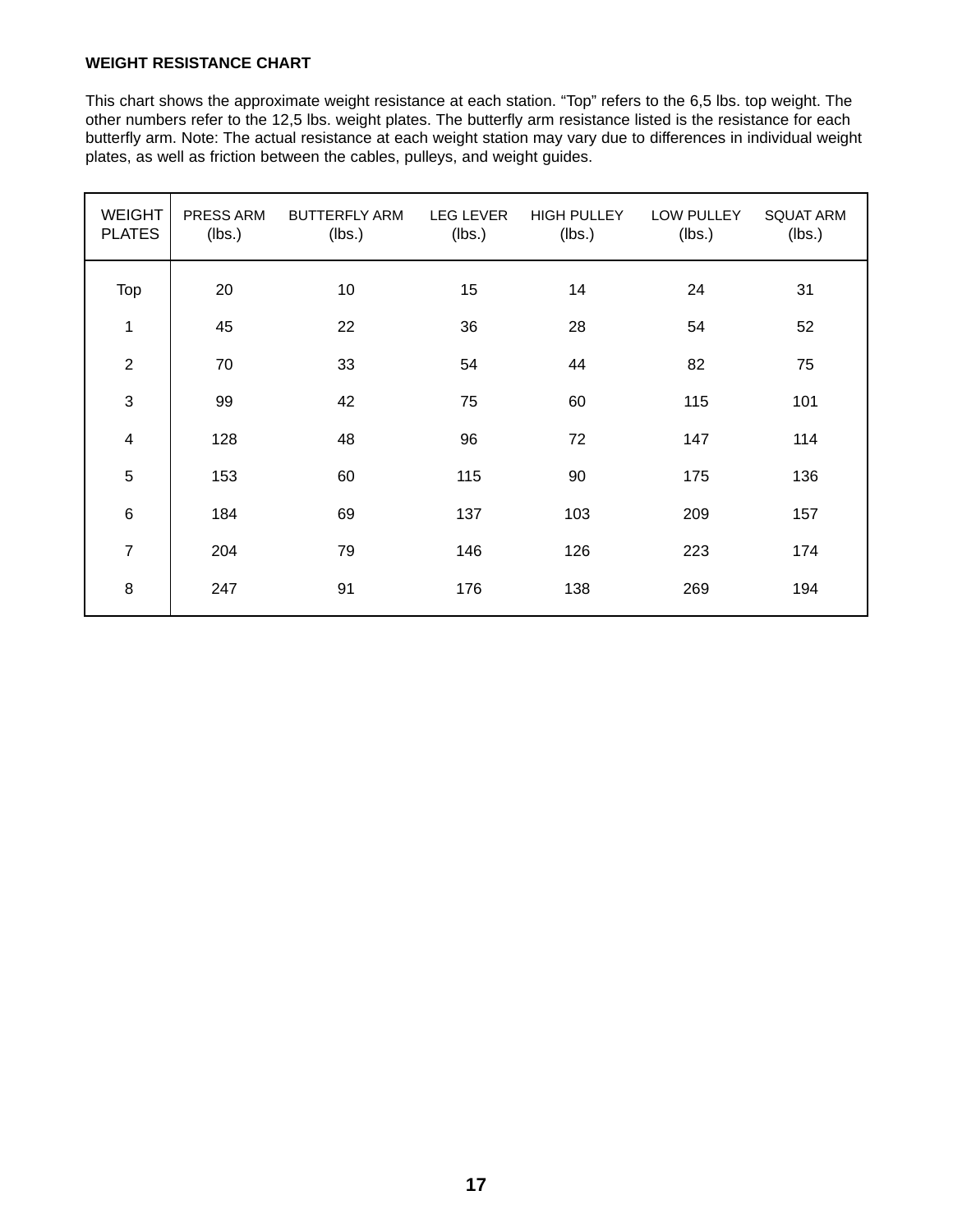**WEIGHT RESISTANCE CHART**

This chart shows the approximate weight resistance at each station. “Top” refers to the 6,5 lbs. top weight. The other numbers refer to the 12,5 lbs. weight plates. The butterfly arm resistance listed is the resistance for each butterfly arm. Note: The actual resistance at each weight station may vary due to differences in individual weight plates, as well as friction between the cables, pulleys, and weight guides.

| WEIGHT PLATES | PRESS ARM (lbs.) | BUTTERFLY ARM (lbs.) | LEG LEVER (lbs.) | HIGH PULLEY (lbs.) | LOW PULLEY (lbs.) | SQUAT ARM (lbs.) |
|---|---|---|---|---|---|---|
| Top | 20 | 10 | 15 | 14 | 24 | 31 |
| 1 | 45 | 22 | 36 | 28 | 54 | 52 |
| 2 | 70 | 33 | 54 | 44 | 82 | 75 |
| 3 | 99 | 42 | 75 | 60 | 115 | 101 |
| 4 | 128 | 48 | 96 | 72 | 147 | 114 |
| 5 | 153 | 60 | 115 | 90 | 175 | 136 |
| 6 | 184 | 69 | 137 | 103 | 209 | 157 |
| 7 | 204 | 79 | 146 | 126 | 223 | 174 |
| 8 | 247 | 91 | 176 | 138 | 269 | 194 |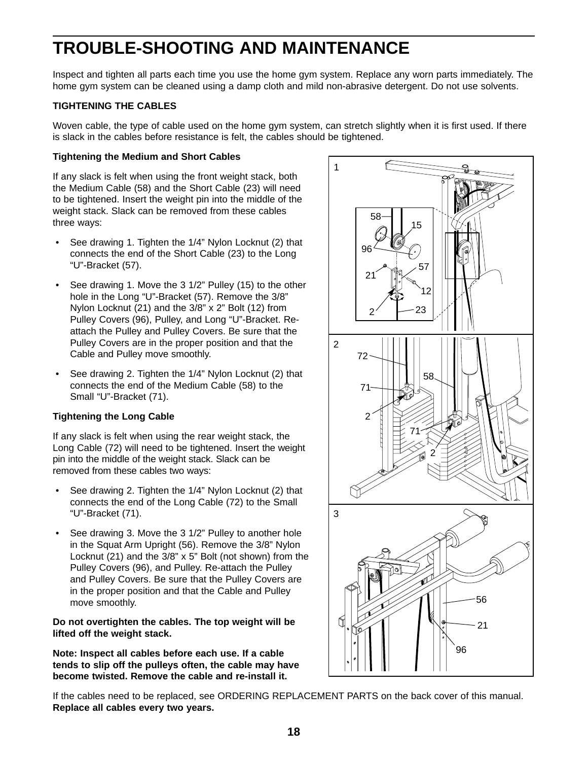# TROUBLE-SHOOTING AND MAINTENANCE

Inspect and tighten all parts each time you use the home gym system. Replace any worn parts immediately. The home gym system can be cleaned using a damp cloth and mild non-abrasive detergent. Do not use solvents.

## TIGHTENING THE CABLES

Woven cable, the type of cable used on the home gym system, can stretch slightly when it is first used. If there is slack in the cables before resistance is felt, the cables should be tightened.

### Tightening the Medium and Short Cables

If any slack is felt when using the front weight stack, both the Medium Cable (58) and the Short Cable (23) will need to be tightened. Insert the weight pin into the middle of the weight stack. Slack can be removed from these cables three ways:

- See drawing 1. Tighten the 1/4" Nylon Locknut (2) that connects the end of the Short Cable (23) to the Long "U"-Bracket (57).
- See drawing 1. Move the 3 1/2" Pulley (15) to the other hole in the Long "U"-Bracket (57). Remove the 3/8" Nylon Locknut (21) and the 3/8" x 2" Bolt (12) from Pulley Covers (96), Pulley, and Long "U"-Bracket. Re-attach the Pulley and Pulley Covers. Be sure that the Pulley Covers are in the proper position and that the Cable and Pulley move smoothly.
- See drawing 2. Tighten the 1/4" Nylon Locknut (2) that connects the end of the Medium Cable (58) to the Small "U"-Bracket (71).

### Tightening the Long Cable

If any slack is felt when using the rear weight stack, the Long Cable (72) will need to be tightened. Insert the weight pin into the middle of the weight stack. Slack can be removed from these cables two ways:

- See drawing 2. Tighten the 1/4" Nylon Locknut (2) that connects the end of the Long Cable (72) to the Small "U"-Bracket (71).
- See drawing 3. Move the 3 1/2" Pulley to another hole in the Squat Arm Upright (56). Remove the 3/8" Nylon Locknut (21) and the 3/8" x 5" Bolt (not shown) from the Pulley Covers (96), and Pulley. Re-attach the Pulley and Pulley Covers. Be sure that the Pulley Covers are in the proper position and that the Cable and Pulley move smoothly.

**Do not overtighten the cables. The top weight will be lifted off the weight stack.**

**Note: Inspect all cables before each use. If a cable tends to slip off the pulleys often, the cable may have become twisted. Remove the cable and re-install it.**

If the cables need to be replaced, see ORDERING REPLACEMENT PARTS on the back cover of this manual. **Replace all cables every two years.**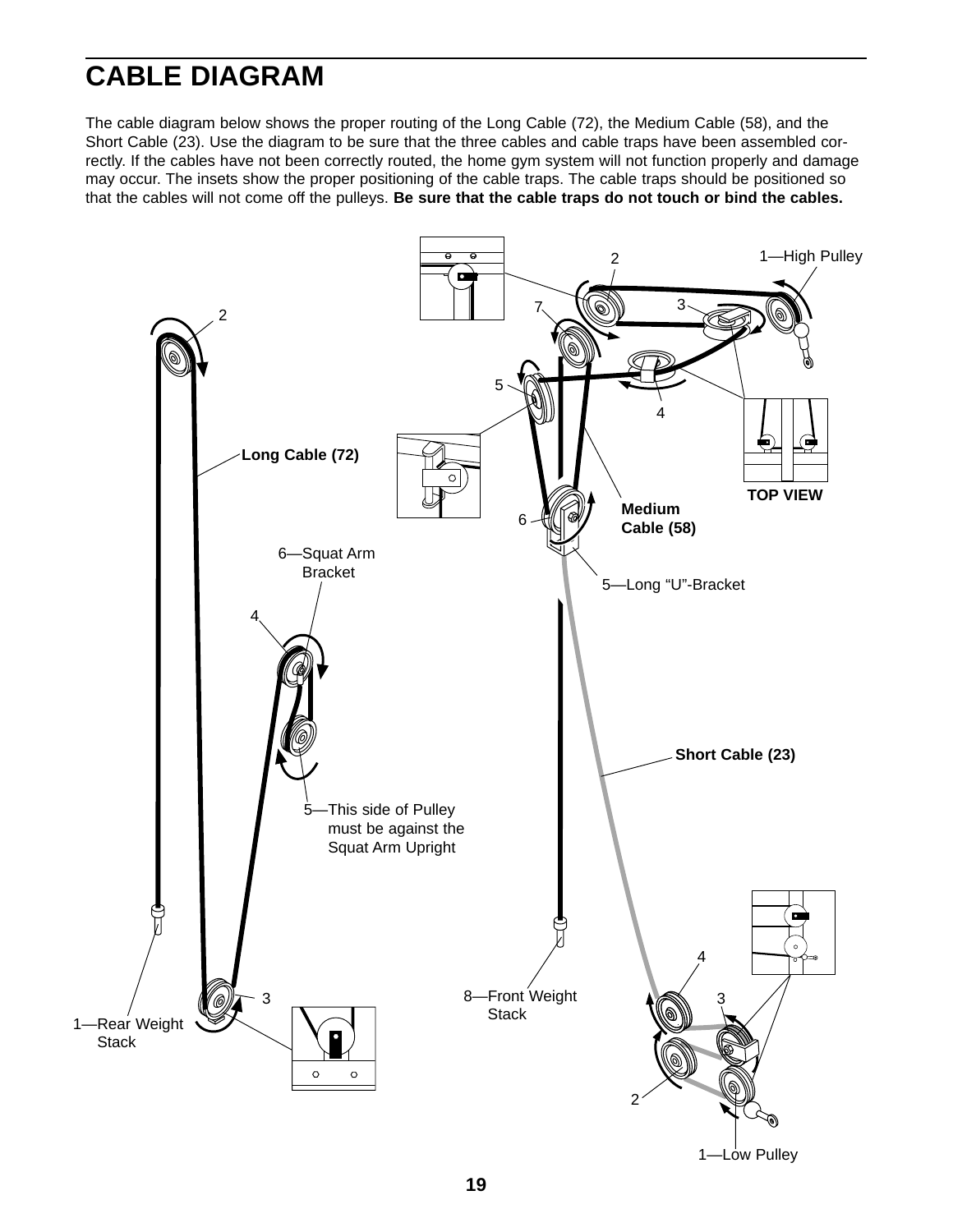# CABLE DIAGRAM

The cable diagram below shows the proper routing of the Long Cable (72), the Medium Cable (58), and the Short Cable (23). Use the diagram to be sure that the three cables and cable traps have been assembled correctly. If the cables have not been correctly routed, the home gym system will not function properly and damage may occur. The insets show the proper positioning of the cable traps. The cable traps should be positioned so that the cables will not come off the pulleys. **Be sure that the cable traps do not touch or bind the cables.**

1—High Pulley

2

3

4

5

6

7

TOP VIEW

**Medium Cable (58)**

5—Long "U"-Bracket

**Long Cable (72)**

6—Squat Arm Bracket

5—This side of Pulley must be against the Squat Arm Upright

**Short Cable (23)**

1—Rear Weight Stack

8—Front Weight Stack

1—Low Pulley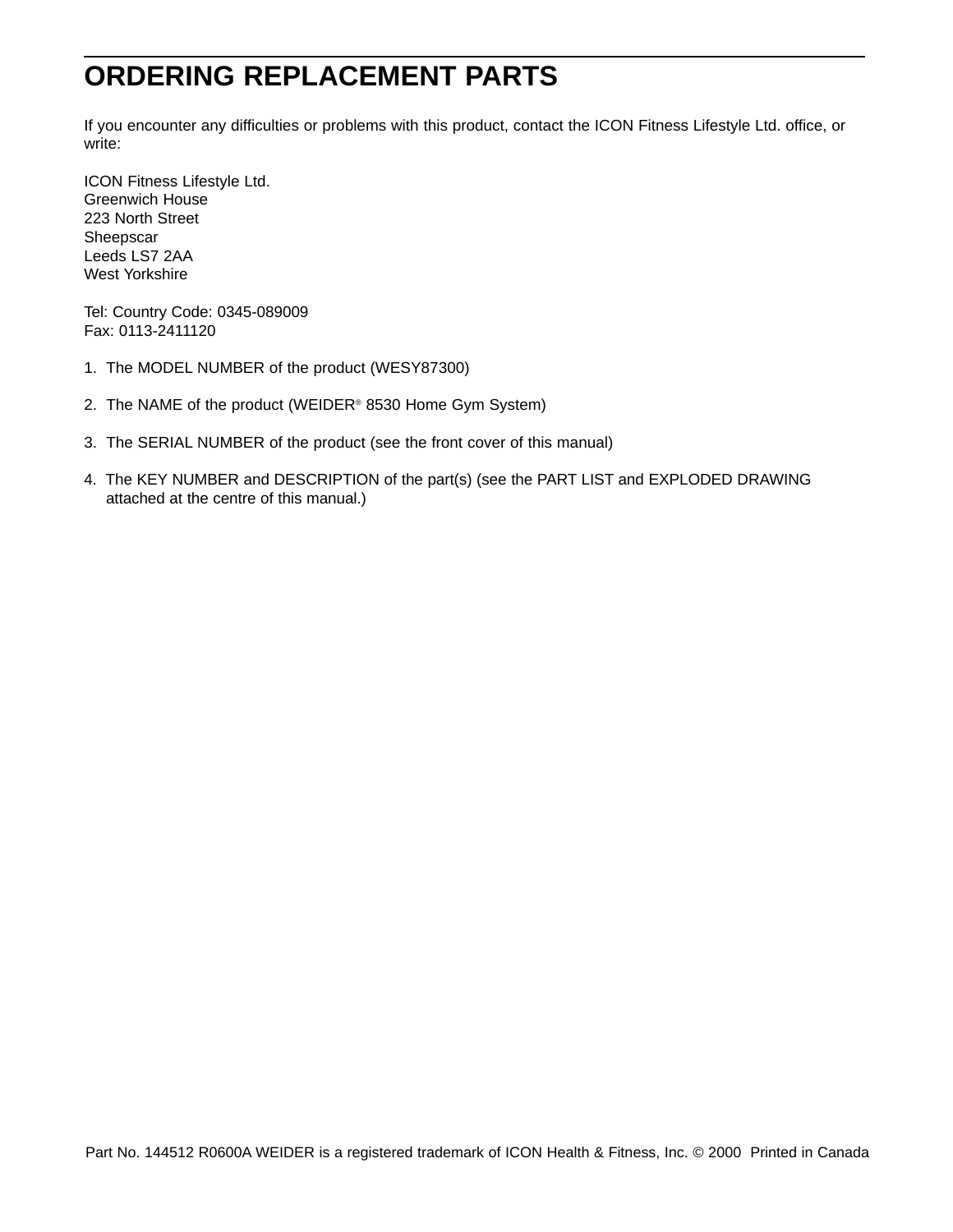# ORDERING REPLACEMENT PARTS

If you encounter any difficulties or problems with this product, contact the ICON Fitness Lifestyle Ltd. office, or write:

ICON Fitness Lifestyle Ltd.
Greenwich House
223 North Street
Sheepscar
Leeds LS7 2AA
West Yorkshire

Tel: Country Code: 0345-089009
Fax: 0113-2411120

1. The MODEL NUMBER of the product (WESY87300)

2. The NAME of the product (WEIDER® 8530 Home Gym System)

3. The SERIAL NUMBER of the product (see the front cover of this manual)

4. The KEY NUMBER and DESCRIPTION of the part(s) (see the PART LIST and EXPLODED DRAWING attached at the centre of this manual.)

Part No. 144512 R0600A WEIDER is a registered trademark of ICON Health & Fitness, Inc. © 2000 Printed in Canada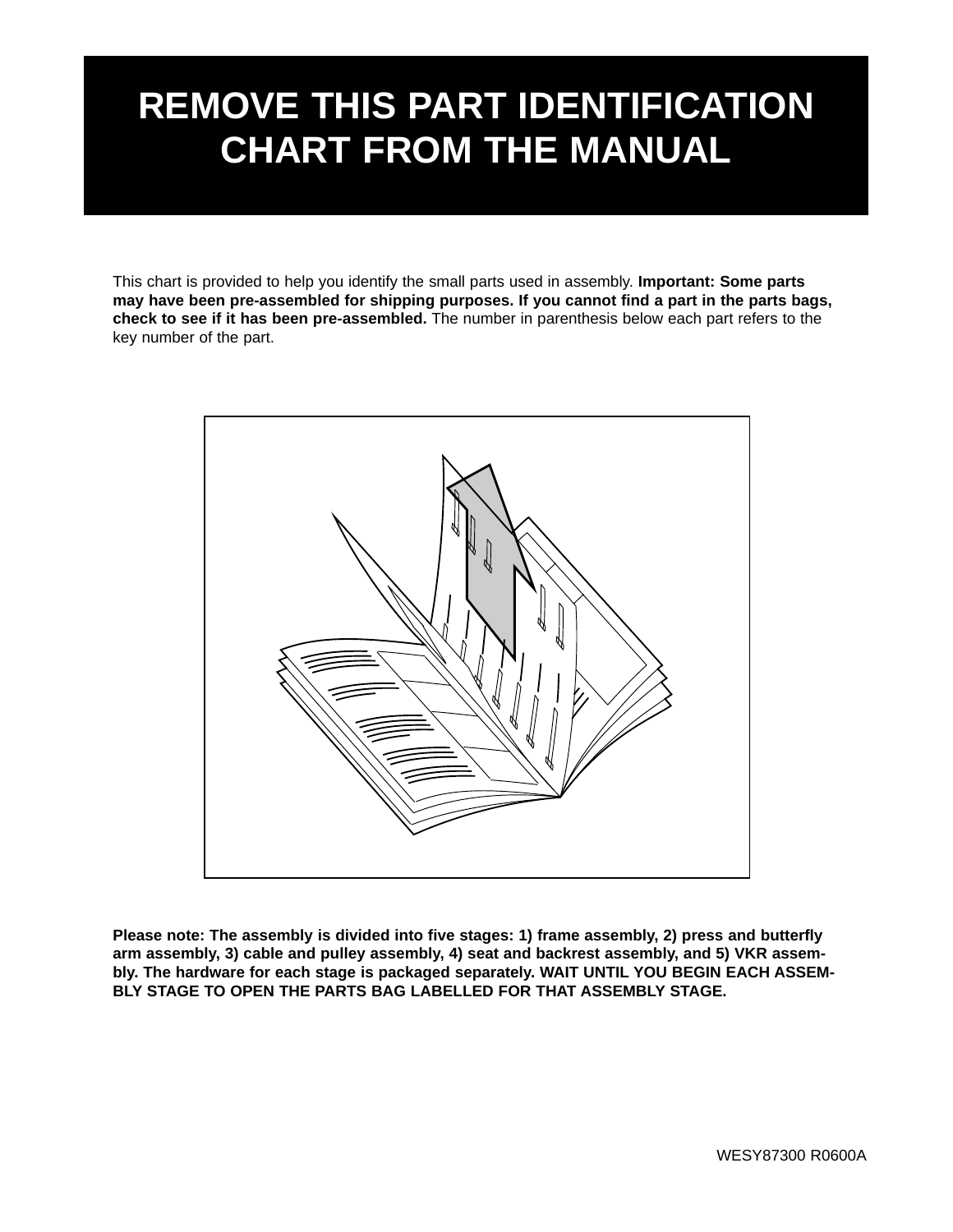# REMOVE THIS PART IDENTIFICATION CHART FROM THE MANUAL

This chart is provided to help you identify the small parts used in assembly. **Important: Some parts may have been pre-assembled for shipping purposes. If you cannot find a part in the parts bags, check to see if it has been pre-assembled.** The number in parenthesis below each part refers to the key number of the part.

**Please note: The assembly is divided into five stages: 1) frame assembly, 2) press and butterfly arm assembly, 3) cable and pulley assembly, 4) seat and backrest assembly, and 5) VKR assembly. The hardware for each stage is packaged separately. WAIT UNTIL YOU BEGIN EACH ASSEMBLY STAGE TO OPEN THE PARTS BAG LABELLED FOR THAT ASSEMBLY STAGE.**

WESY87300 R0600A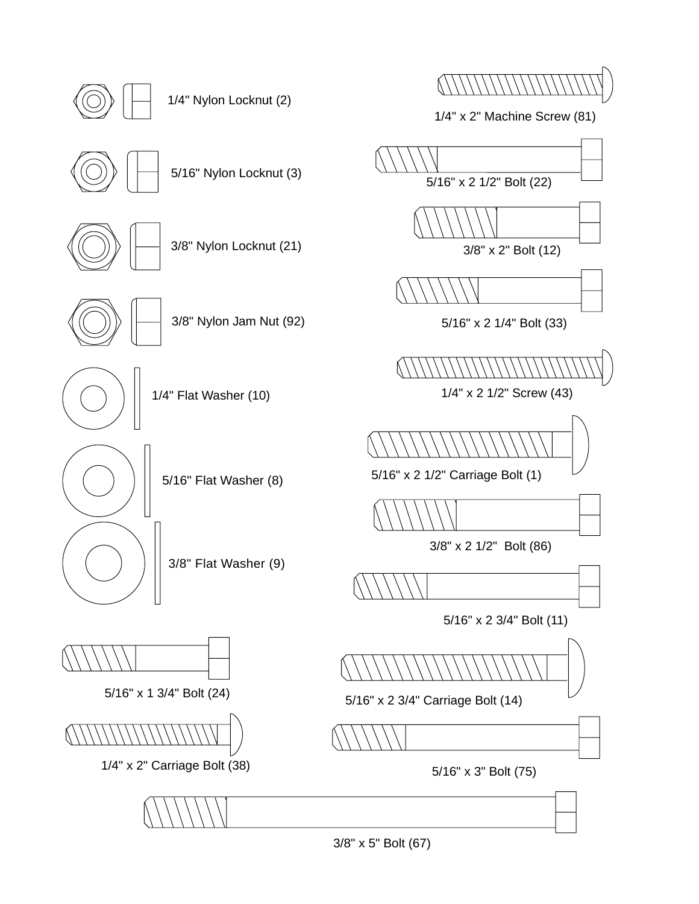1/4" Nylon Locknut (2)

1/4" x 2" Machine Screw (81)

5/16" Nylon Locknut (3)

5/16" x 2 1/2" Bolt (22)

3/8" x 2" Bolt (12)

3/8" Nylon Locknut (21)

3/8" Nylon Jam Nut (92)

5/16" x 2 1/4" Bolt (33)

1/4" Flat Washer (10)

1/4" x 2 1/2" Screw (43)

5/16" x 2 1/2" Carriage Bolt (1)

5/16" Flat Washer (8)

3/8" x 2 1/2" Bolt (86)

3/8" Flat Washer (9)

5/16" x 2 3/4" Bolt (11)

5/16" x 1 3/4" Bolt (24)

5/16" x 2 3/4" Carriage Bolt (14)

1/4" x 2" Carriage Bolt (38)

5/16" x 3" Bolt (75)

3/8" x 5" Bolt (67)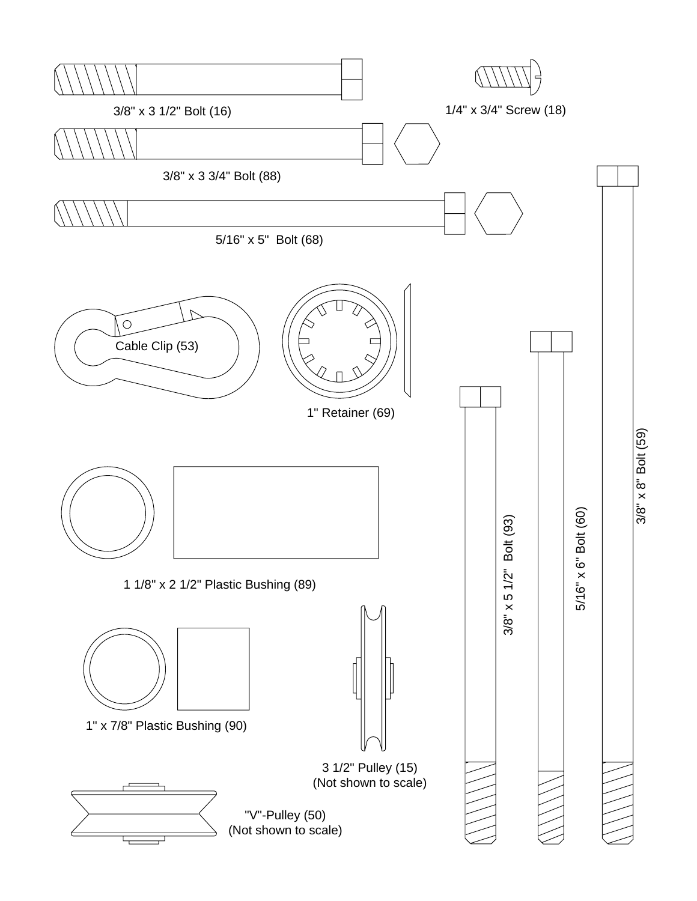3/8" x 3 1/2" Bolt (16)

1/4" x 3/4" Screw (18)

3/8" x 3 3/4" Bolt (88)

5/16" x 5"  Bolt (68)

Cable Clip (53)

1" Retainer (69)

1 1/8" x 2 1/2" Plastic Bushing (89)

1" x 7/8" Plastic Bushing (90)

3 1/2" Pulley (15)
(Not shown to scale)

"V"-Pulley (50)
(Not shown to scale)

3/8" x 5 1/2"  Bolt (93)

5/16" x 6" Bolt (60)

3/8" x 8" Bolt (59)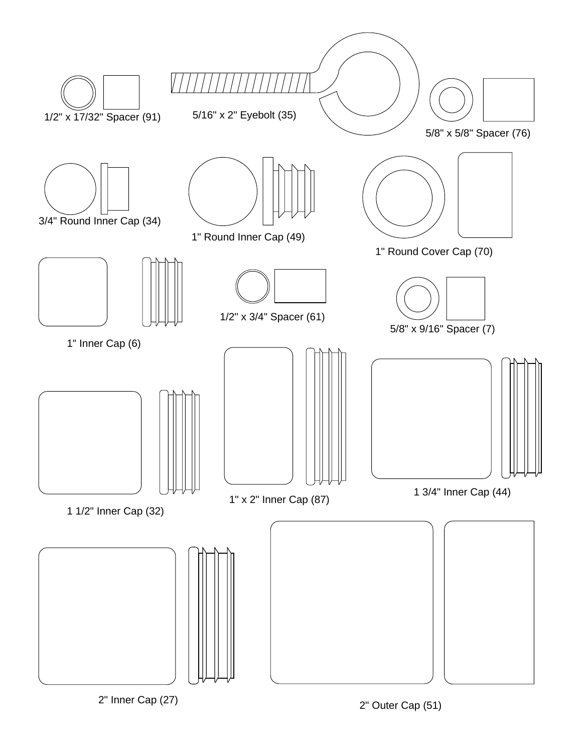1/2" x 17/32" Spacer (91)

5/16" x 2" Eyebolt (35)

5/8" x 5/8" Spacer (76)

3/4" Round Inner Cap (34)

1" Round Inner Cap (49)

1" Round Cover Cap (70)

1" Inner Cap (6)

1/2" x 3/4" Spacer (61)

5/8" x 9/16" Spacer (7)

1 1/2" Inner Cap (32)

1" x 2" Inner Cap (87)

1 3/4" Inner Cap (44)

2" Inner Cap (27)

2" Outer Cap (51)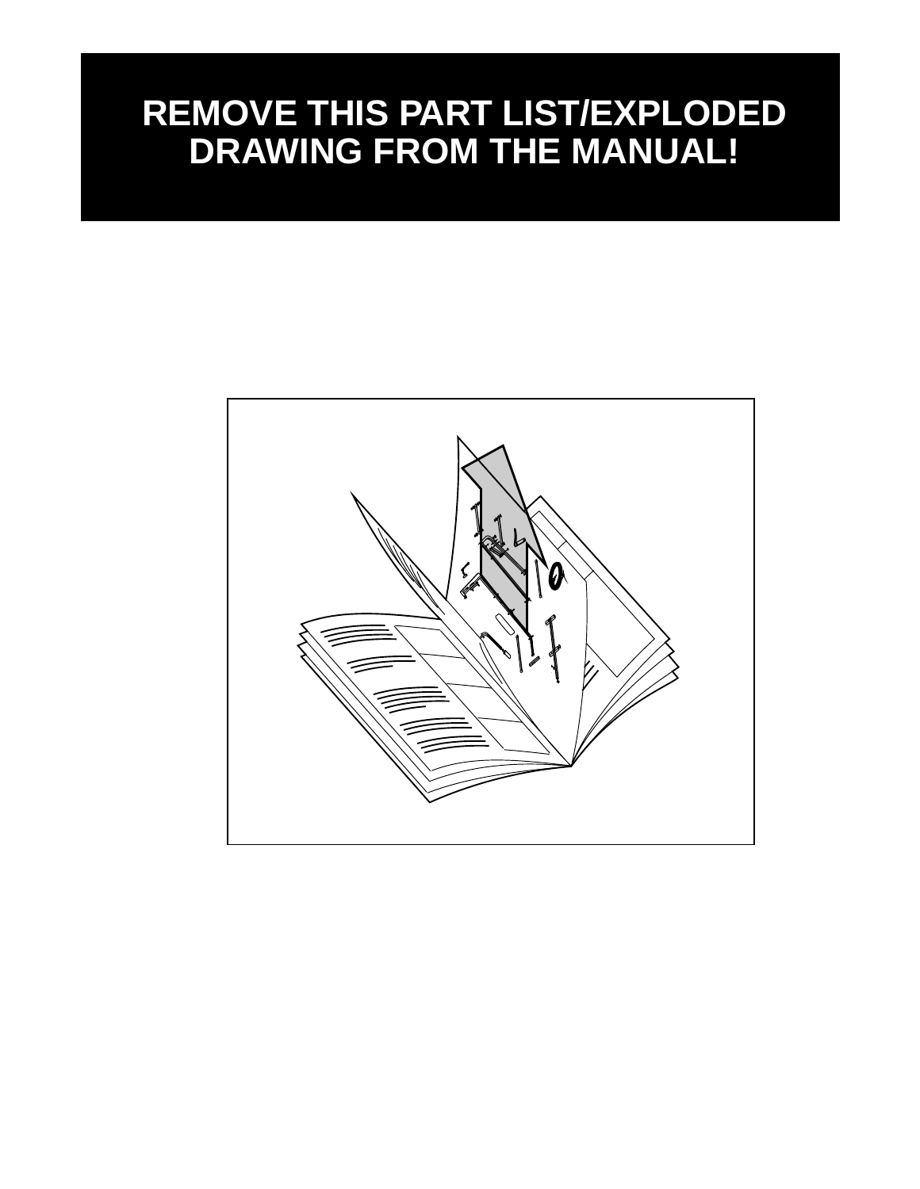# REMOVE THIS PART LIST/EXPLODED DRAWING FROM THE MANUAL!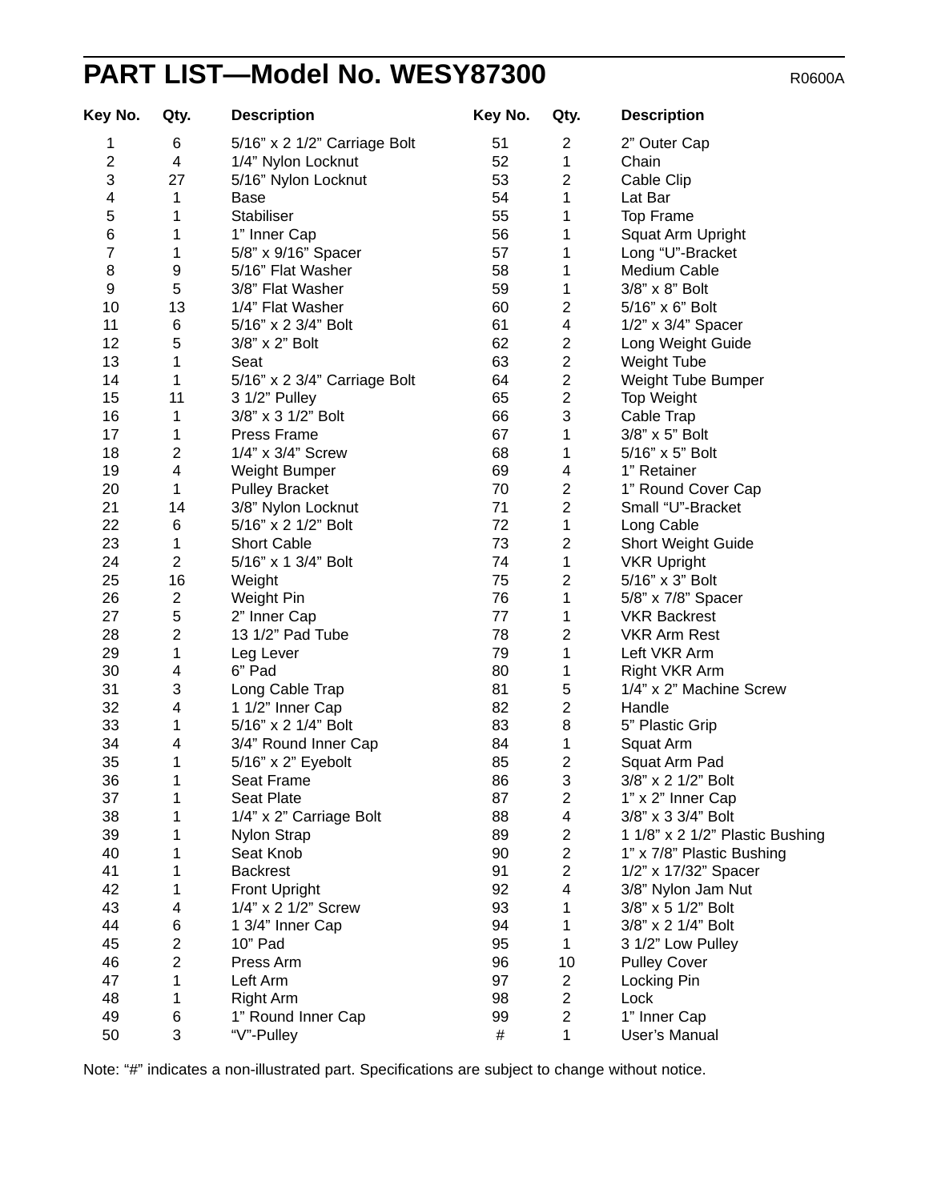# PART LIST—Model No. WESY87300

R0600A

| Key No. | Qty. | Description | Key No. | Qty. | Description |
|---|---|---|---|---|---|
| 1 | 6 | 5/16" x 2 1/2" Carriage Bolt | 51 | 2 | 2" Outer Cap |
| 2 | 4 | 1/4" Nylon Locknut | 52 | 1 | Chain |
| 3 | 27 | 5/16" Nylon Locknut | 53 | 2 | Cable Clip |
| 4 | 1 | Base | 54 | 1 | Lat Bar |
| 5 | 1 | Stabiliser | 55 | 1 | Top Frame |
| 6 | 1 | 1" Inner Cap | 56 | 1 | Squat Arm Upright |
| 7 | 1 | 5/8" x 9/16" Spacer | 57 | 1 | Long "U"-Bracket |
| 8 | 9 | 5/16" Flat Washer | 58 | 1 | Medium Cable |
| 9 | 5 | 3/8" Flat Washer | 59 | 1 | 3/8" x 8" Bolt |
| 10 | 13 | 1/4" Flat Washer | 60 | 2 | 5/16" x 6" Bolt |
| 11 | 6 | 5/16" x 2 3/4" Bolt | 61 | 4 | 1/2" x 3/4" Spacer |
| 12 | 5 | 3/8" x 2" Bolt | 62 | 2 | Long Weight Guide |
| 13 | 1 | Seat | 63 | 2 | Weight Tube |
| 14 | 1 | 5/16" x 2 3/4" Carriage Bolt | 64 | 2 | Weight Tube Bumper |
| 15 | 11 | 3 1/2" Pulley | 65 | 2 | Top Weight |
| 16 | 1 | 3/8" x 3 1/2" Bolt | 66 | 3 | Cable Trap |
| 17 | 1 | Press Frame | 67 | 1 | 3/8" x 5" Bolt |
| 18 | 2 | 1/4" x 3/4" Screw | 68 | 1 | 5/16" x 5" Bolt |
| 19 | 4 | Weight Bumper | 69 | 4 | 1" Retainer |
| 20 | 1 | Pulley Bracket | 70 | 2 | 1" Round Cover Cap |
| 21 | 14 | 3/8" Nylon Locknut | 71 | 2 | Small "U"-Bracket |
| 22 | 6 | 5/16" x 2 1/2" Bolt | 72 | 1 | Long Cable |
| 23 | 1 | Short Cable | 73 | 2 | Short Weight Guide |
| 24 | 2 | 5/16" x 1 3/4" Bolt | 74 | 1 | VKR Upright |
| 25 | 16 | Weight | 75 | 2 | 5/16" x 3" Bolt |
| 26 | 2 | Weight Pin | 76 | 1 | 5/8" x 7/8" Spacer |
| 27 | 5 | 2" Inner Cap | 77 | 1 | VKR Backrest |
| 28 | 2 | 13 1/2" Pad Tube | 78 | 2 | VKR Arm Rest |
| 29 | 1 | Leg Lever | 79 | 1 | Left VKR Arm |
| 30 | 4 | 6" Pad | 80 | 1 | Right VKR Arm |
| 31 | 3 | Long Cable Trap | 81 | 5 | 1/4" x 2" Machine Screw |
| 32 | 4 | 1 1/2" Inner Cap | 82 | 2 | Handle |
| 33 | 1 | 5/16" x 2 1/4" Bolt | 83 | 8 | 5" Plastic Grip |
| 34 | 4 | 3/4" Round Inner Cap | 84 | 1 | Squat Arm |
| 35 | 1 | 5/16" x 2" Eyebolt | 85 | 2 | Squat Arm Pad |
| 36 | 1 | Seat Frame | 86 | 3 | 3/8" x 2 1/2" Bolt |
| 37 | 1 | Seat Plate | 87 | 2 | 1" x 2" Inner Cap |
| 38 | 1 | 1/4" x 2" Carriage Bolt | 88 | 4 | 3/8" x 3 3/4" Bolt |
| 39 | 1 | Nylon Strap | 89 | 2 | 1 1/8" x 2 1/2" Plastic Bushing |
| 40 | 1 | Seat Knob | 90 | 2 | 1" x 7/8" Plastic Bushing |
| 41 | 1 | Backrest | 91 | 2 | 1/2" x 17/32" Spacer |
| 42 | 1 | Front Upright | 92 | 4 | 3/8" Nylon Jam Nut |
| 43 | 4 | 1/4" x 2 1/2" Screw | 93 | 1 | 3/8" x 5 1/2" Bolt |
| 44 | 6 | 1 3/4" Inner Cap | 94 | 1 | 3/8" x 2 1/4" Bolt |
| 45 | 2 | 10" Pad | 95 | 1 | 3 1/2" Low Pulley |
| 46 | 2 | Press Arm | 96 | 10 | Pulley Cover |
| 47 | 1 | Left Arm | 97 | 2 | Locking Pin |
| 48 | 1 | Right Arm | 98 | 2 | Lock |
| 49 | 6 | 1" Round Inner Cap | 99 | 2 | 1" Inner Cap |
| 50 | 3 | "V"-Pulley | # | 1 | User's Manual |

Note: "#" indicates a non-illustrated part. Specifications are subject to change without notice.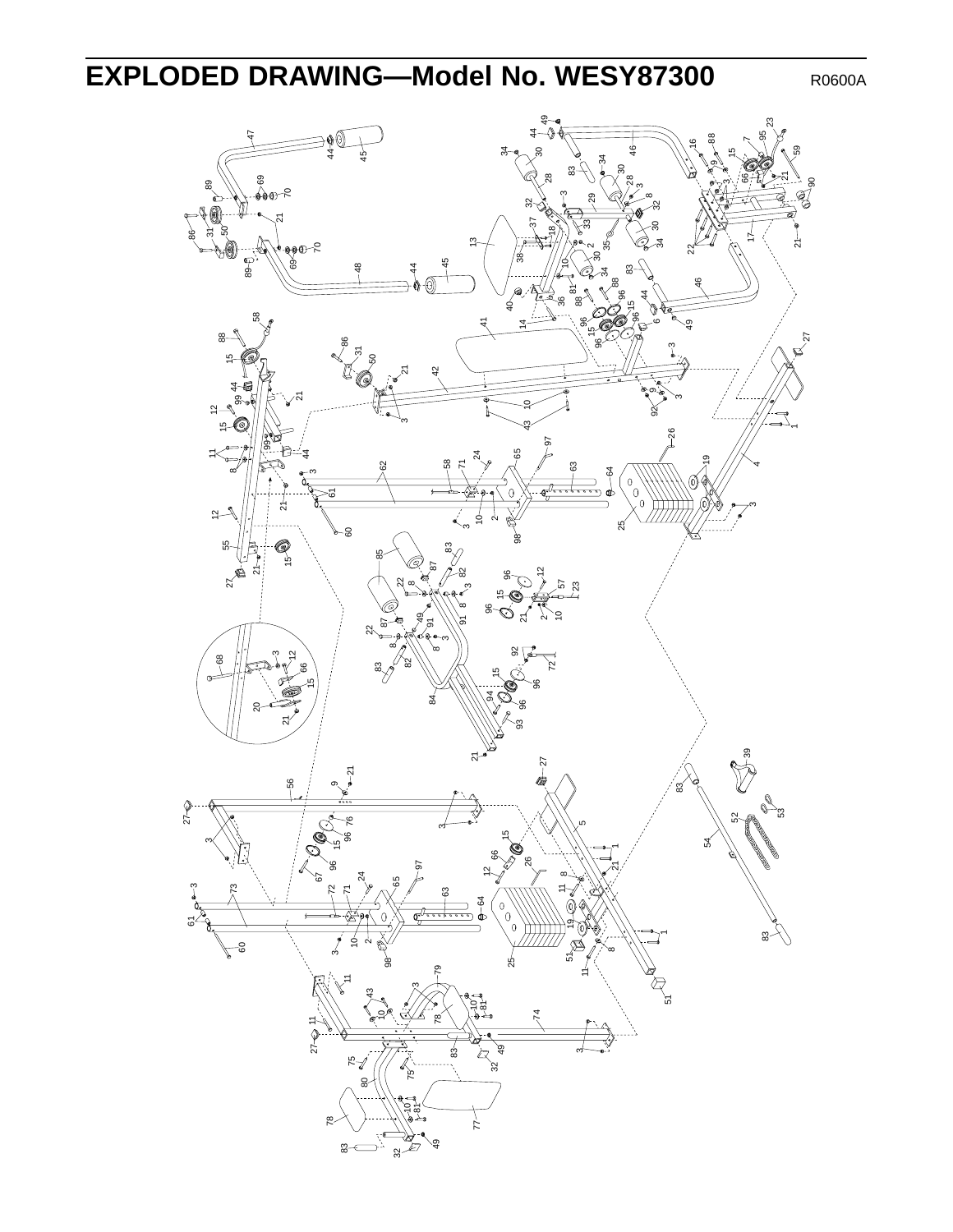# EXPLODED DRAWING—Model No. WESY87300

R0600A